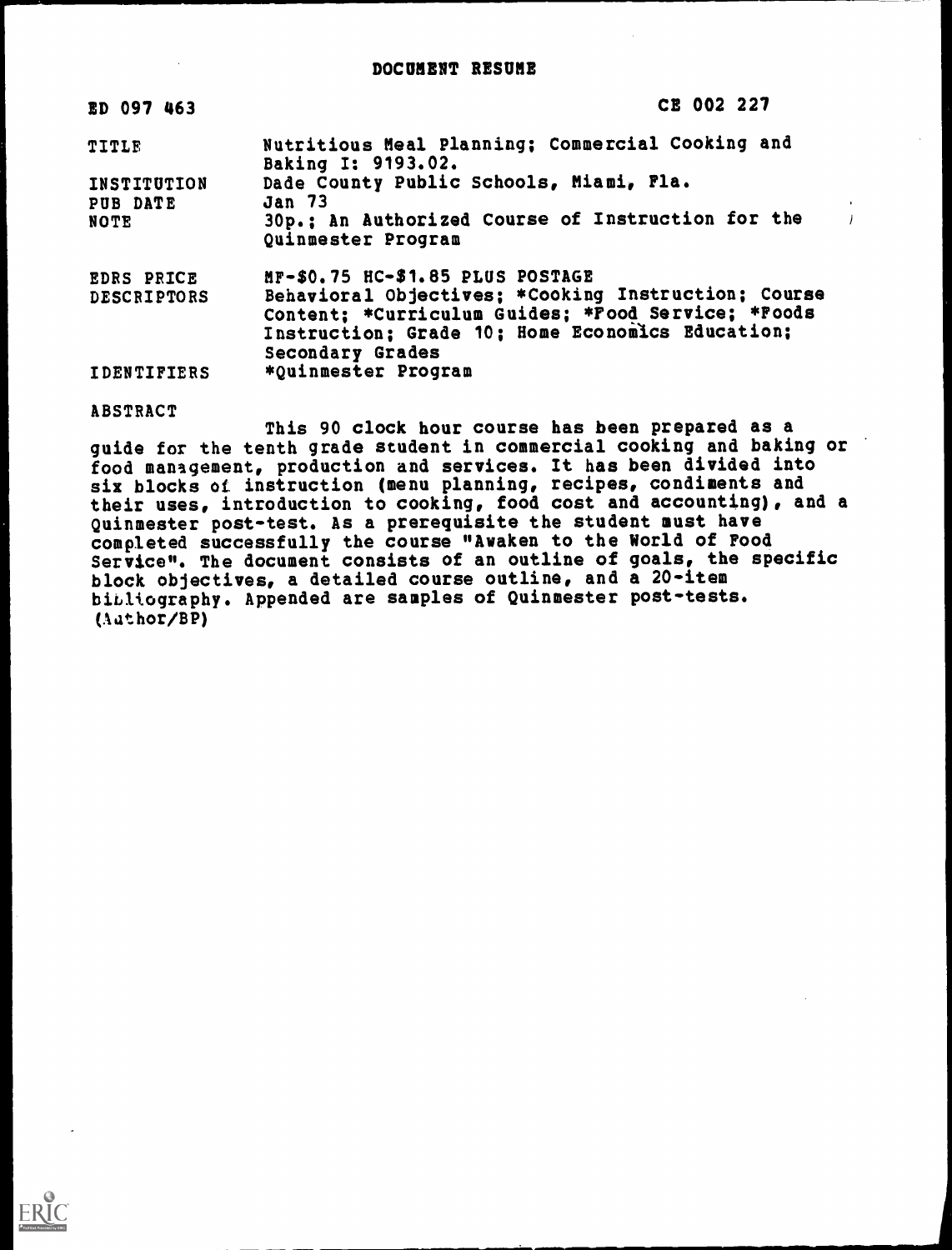# DOCUMENT RESUME

| ED 097 463 | CE 002 227 |
|---|---|
| TITLE | Nutritious Meal Planning; Commercial Cooking and Baking I: 9193.02. |
| INSTITUTION | Dade County Public Schools, Miami, Fla. |
| PUB DATE | Jan 73 |
| NOTE | 30p.; An Authorized Course of Instruction for the Quinmester Program |
| EDRS PRICE | MF-$0.75 HC-$1.85 PLUS POSTAGE |
| DESCRIPTORS | Behavioral Objectives; *Cooking Instruction; Course Content; *Curriculum Guides; *Food Service; *Foods Instruction; Grade 10; Home Economics Education; Secondary Grades |
| IDENTIFIERS | *Quinmester Program |

ABSTRACT

This 90 clock hour course has been prepared as a guide for the tenth grade student in commercial cooking and baking or food management, production and services. It has been divided into six blocks of instruction (menu planning, recipes, condiments and their uses, introduction to cooking, food cost and accounting), and a Quinmester post-test. As a prerequisite the student must have completed successfully the course "Awaken to the World of Food Service". The document consists of an outline of goals, the specific block objectives, a detailed course outline, and a 20-item bibliography. Appended are samples of Quinmester post-tests. (Author/BP)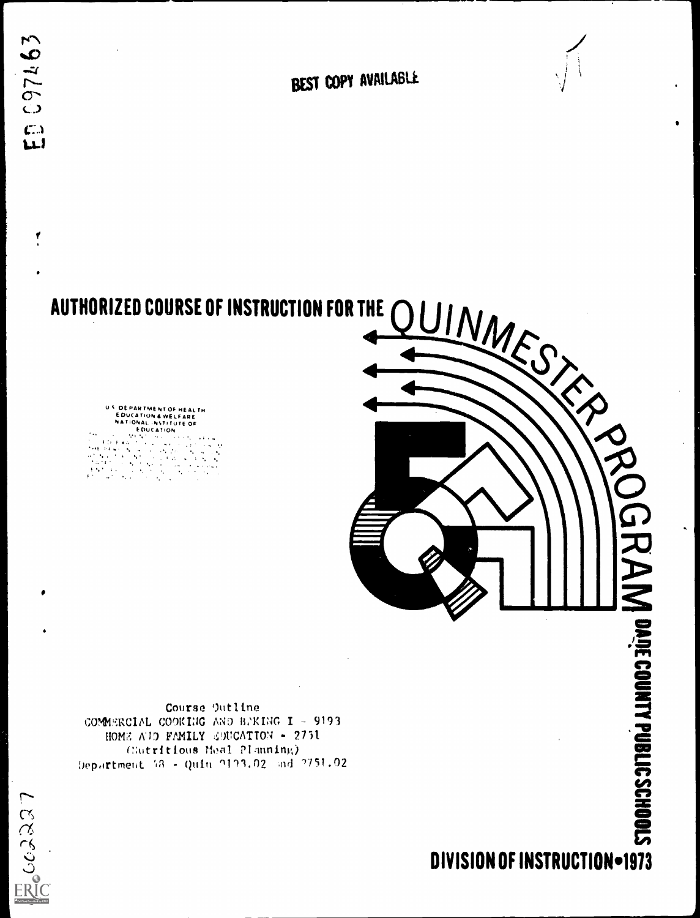ED 097463

BEST COPY AVAILABLE

# AUTHORIZED COURSE OF INSTRUCTION FOR THE QUINMESTER PROGRAM

U.S. DEPARTMENT OF HEALTH
EDUCATION & WELFARE
NATIONAL INSTITUTE OF
EDUCATION

Course Outline
COMMERCIAL COOKING AND BAKING I - 9193
HOME AND FAMILY EDUCATION - 2751
(Nutritious Meal Planning)
Department 48 - Quin 9193.02 and 2751.02

DADE COUNTY PUBLIC SCHOOLS

DIVISION OF INSTRUCTION • 1973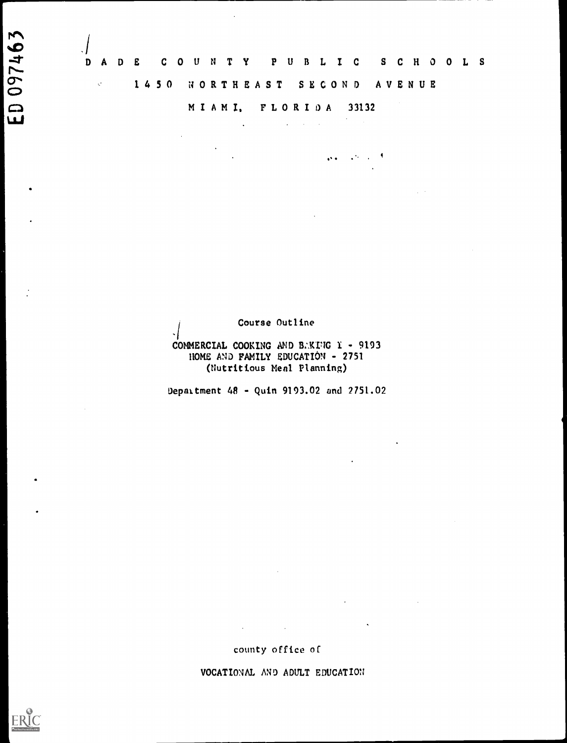# DADE COUNTY PUBLIC SCHOOLS

1450 NORTHEAST SECOND AVENUE

MIAMI, FLORIDA 33132

Course Outline

COMMERCIAL COOKING AND BAKING I - 9193
HOME AND FAMILY EDUCATIÓN - 2751
(Nutritious Meal Planning)

Department 48 - Quin 9193.02 and 2751.02

county office of

VOCATIONAL AND ADULT EDUCATION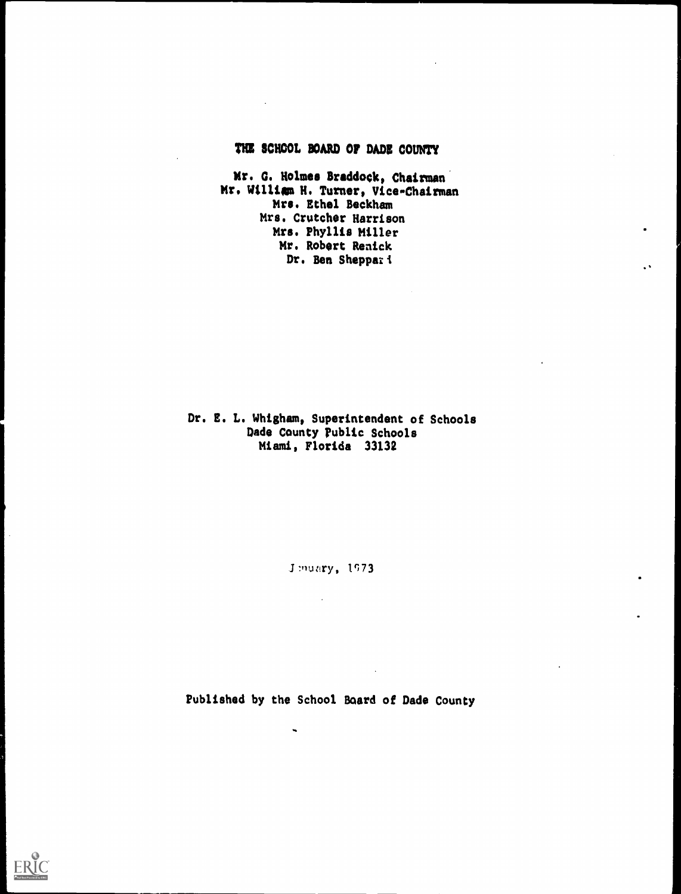# THE SCHOOL BOARD OF DADE COUNTY

Mr. G. Holmes Braddock, Chairman
Mr. William H. Turner, Vice-Chairman
Mrs. Ethel Beckham
Mrs. Crutcher Harrison
Mrs. Phyllis Miller
Mr. Robert Renick
Dr. Ben Sheppard

Dr. E. L. Whigham, Superintendent of Schools
Dade County Public Schools
Miami, Florida 33132

January, 1973

Published by the School Board of Dade County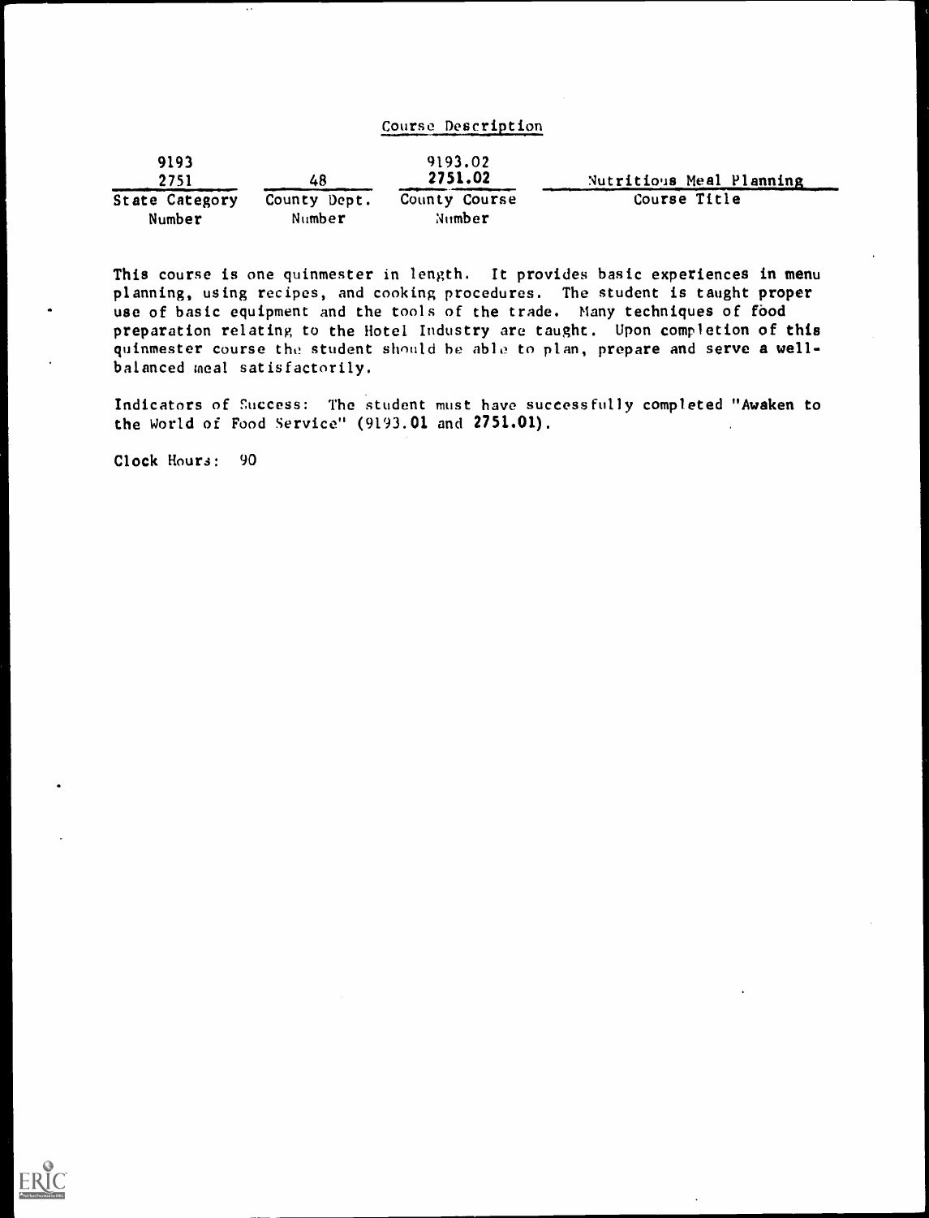## Course Description

| 9193<br>2751 | 48 | 9193.02<br>2751.02 | Nutritious Meal Planning |
|---|---|---|---|
| State Category Number | County Dept. Number | County Course Number | Course Title |

This course is one quinmester in length. It provides basic experiences in menu planning, using recipes, and cooking procedures. The student is taught proper use of basic equipment and the tools of the trade. Many techniques of food preparation relating to the Hotel Industry are taught. Upon completion of this quinmester course the student should be able to plan, prepare and serve a well-balanced meal satisfactorily.

Indicators of Success: The student must have successfully completed "Awaken to the World of Food Service" (9193.01 and 2751.01).

Clock Hours: 90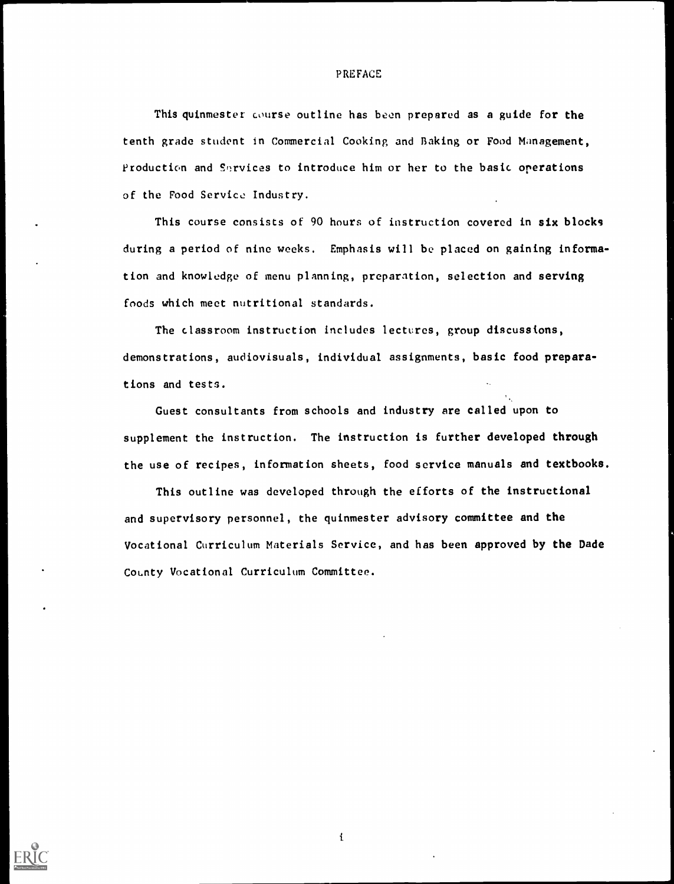# PREFACE

This quinmester course outline has been prepared as a guide for the tenth grade student in Commercial Cooking and Baking or Food Management, Production and Services to introduce him or her to the basic operations of the Food Service Industry.

This course consists of 90 hours of instruction covered in six blocks during a period of nine weeks. Emphasis will be placed on gaining information and knowledge of menu planning, preparation, selection and serving foods which meet nutritional standards.

The classroom instruction includes lectures, group discussions, demonstrations, audiovisuals, individual assignments, basic food preparations and tests.

Guest consultants from schools and industry are called upon to supplement the instruction. The instruction is further developed through the use of recipes, information sheets, food service manuals and textbooks.

This outline was developed through the efforts of the instructional and supervisory personnel, the quinmester advisory committee and the Vocational Curriculum Materials Service, and has been approved by the Dade County Vocational Curriculum Committee.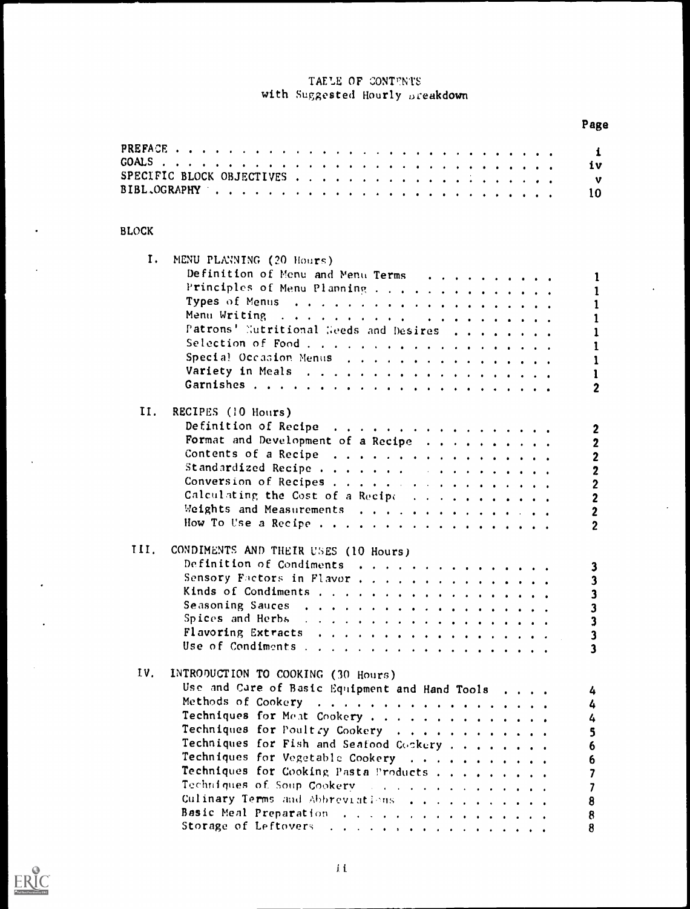# TABLE OF CONTENTS
## with Suggested Hourly Breakdown

| | Page |
|---|---|
| PREFACE | i |
| GOALS | iv |
| SPECIFIC BLOCK OBJECTIVES | v |
| BIBLIOGRAPHY | 10 |

BLOCK

| | | Page |
|---|---|---|
| I. | MENU PLANNING (20 Hours) | |
| | Definition of Menu and Menu Terms | 1 |
| | Principles of Menu Planning | 1 |
| | Types of Menus | 1 |
| | Menu Writing | 1 |
| | Patrons' Nutritional Needs and Desires | 1 |
| | Selection of Food | 1 |
| | Special Occasion Menus | 1 |
| | Variety in Meals | 1 |
| | Garnishes | 2 |
| II. | RECIPES (10 Hours) | |
| | Definition of Recipe | 2 |
| | Format and Development of a Recipe | 2 |
| | Contents of a Recipe | 2 |
| | Standardized Recipe | 2 |
| | Conversion of Recipes | 2 |
| | Calculating the Cost of a Recipe | 2 |
| | Weights and Measurements | 2 |
| | How To Use a Recipe | 2 |
| III. | CONDIMENTS AND THEIR USES (10 Hours) | |
| | Definition of Condiments | 3 |
| | Sensory Factors in Flavor | 3 |
| | Kinds of Condiments | 3 |
| | Seasoning Sauces | 3 |
| | Spices and Herbs | 3 |
| | Flavoring Extracts | 3 |
| | Use of Condiments | 3 |
| IV. | INTRODUCTION TO COOKING (30 Hours) | |
| | Use and Care of Basic Equipment and Hand Tools | 4 |
| | Methods of Cookery | 4 |
| | Techniques for Meat Cookery | 4 |
| | Techniques for Poultry Cookery | 5 |
| | Techniques for Fish and Seafood Cookery | 6 |
| | Techniques for Vegetable Cookery | 6 |
| | Techniques for Cooking Pasta Products | 7 |
| | Techniques of Soup Cookery | 7 |
| | Culinary Terms and Abbreviations | 8 |
| | Basic Meal Preparation | 8 |
| | Storage of Leftovers | 8 |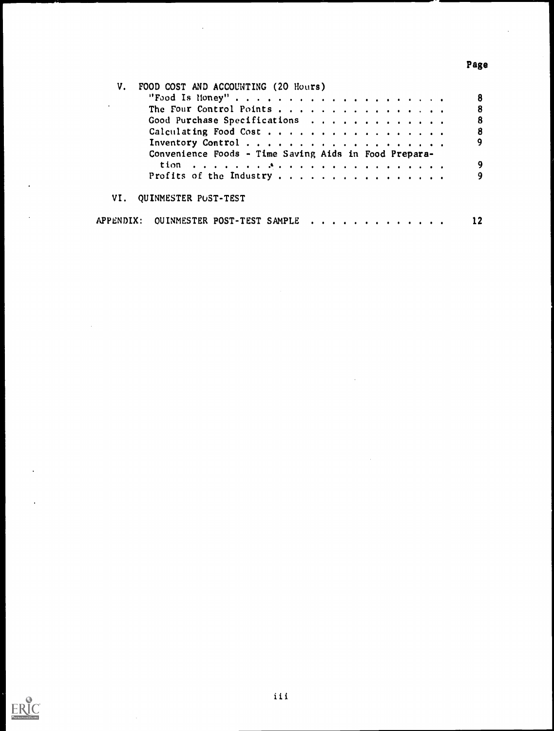| | Page |
|---|---|
| V. FOOD COST AND ACCOUNTING (20 Hours) | |
| "Food Is Money" | 8 |
| The Four Control Points | 8 |
| Good Purchase Specifications | 8 |
| Calculating Food Cost | 8 |
| Inventory Control | 9 |
| Convenience Foods - Time Saving Aids in Food Preparation | 9 |
| Profits of the Industry | 9 |
| VI. QUINMESTER POST-TEST | |
| APPENDIX: QUINMESTER POST-TEST SAMPLE | 12 |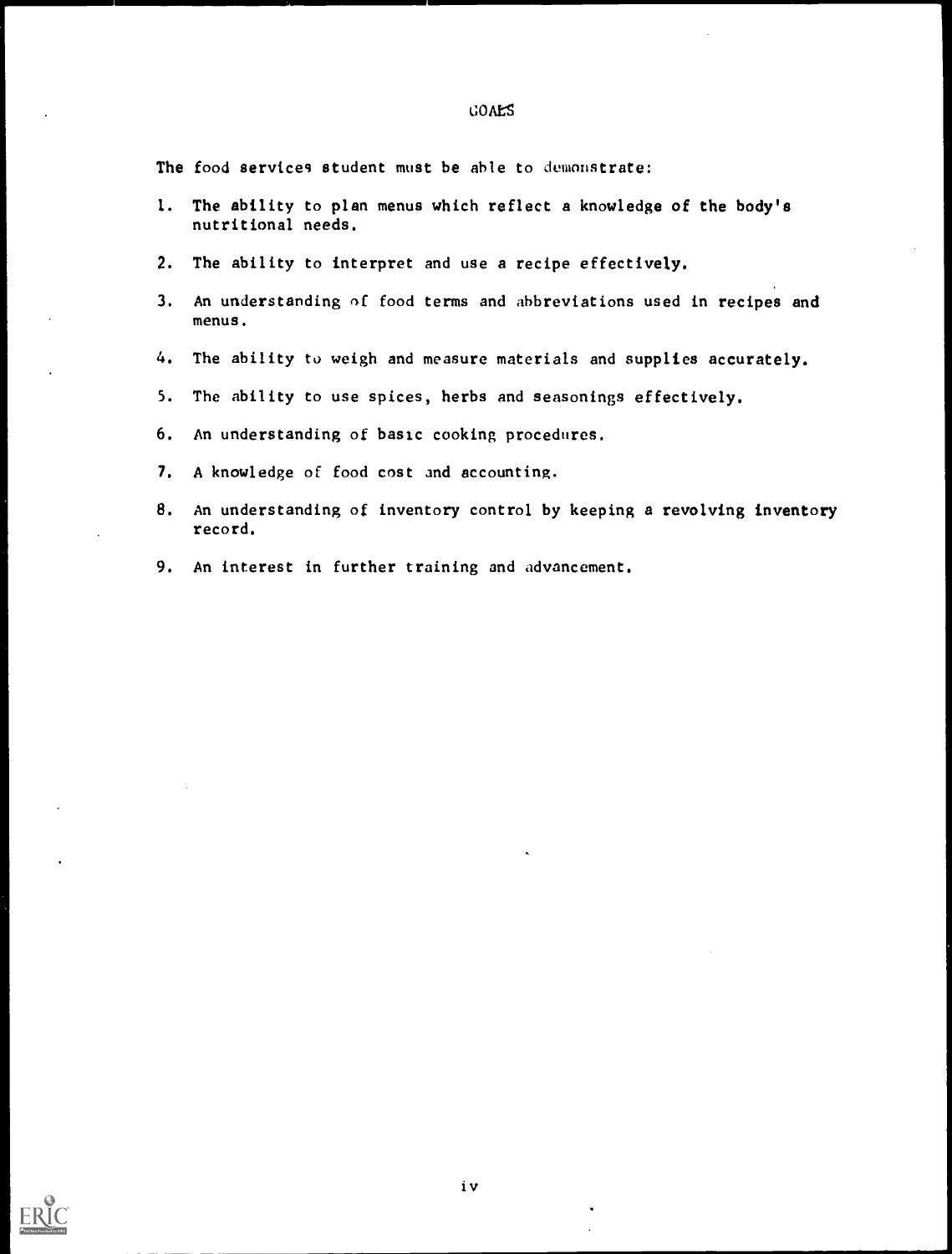# GOALS

The food services student must be able to demonstrate:

1. The ability to plan menus which reflect a knowledge of the body's nutritional needs.
2. The ability to interpret and use a recipe effectively.
3. An understanding of food terms and abbreviations used in recipes and menus.
4. The ability to weigh and measure materials and supplies accurately.
5. The ability to use spices, herbs and seasonings effectively.
6. An understanding of basic cooking procedures.
7. A knowledge of food cost and accounting.
8. An understanding of inventory control by keeping a revolving inventory record.
9. An interest in further training and advancement.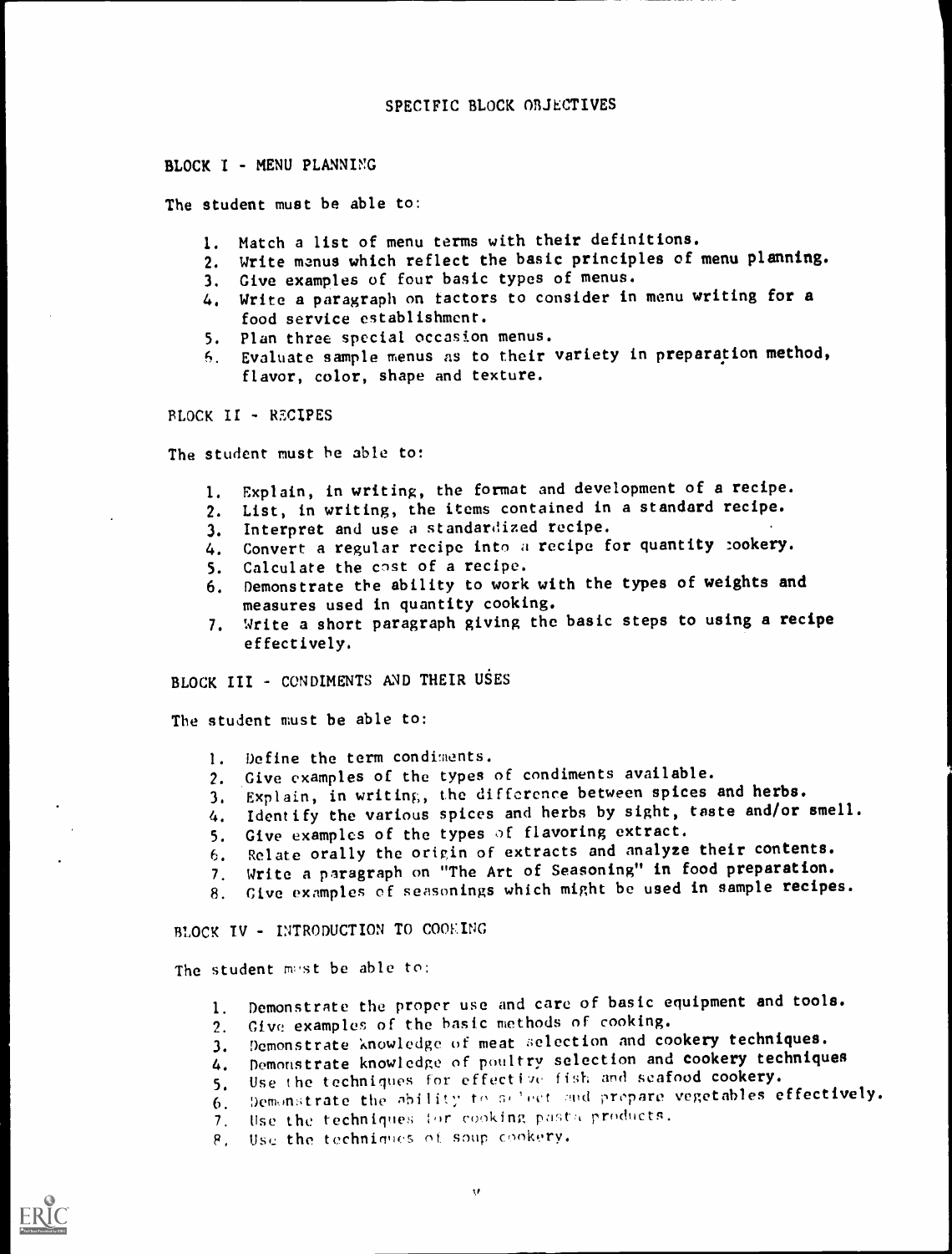# SPECIFIC BLOCK OBJECTIVES

## BLOCK I - MENU PLANNING

The student must be able to:

1. Match a list of menu terms with their definitions.
2. Write menus which reflect the basic principles of menu planning.
3. Give examples of four basic types of menus.
4. Write a paragraph on factors to consider in menu writing for a food service establishment.
5. Plan three special occasion menus.
6. Evaluate sample menus as to their variety in preparation method, flavor, color, shape and texture.

## BLOCK II - RECIPES

The student must be able to:

1. Explain, in writing, the format and development of a recipe.
2. List, in writing, the items contained in a standard recipe.
3. Interpret and use a standardized recipe.
4. Convert a regular recipe into a recipe for quantity cookery.
5. Calculate the cost of a recipe.
6. Demonstrate the ability to work with the types of weights and measures used in quantity cooking.
7. Write a short paragraph giving the basic steps to using a recipe effectively.

## BLOCK III - CONDIMENTS AND THEIR USES

The student must be able to:

1. Define the term condiments.
2. Give examples of the types of condiments available.
3. Explain, in writing, the difference between spices and herbs.
4. Identify the various spices and herbs by sight, taste and/or smell.
5. Give examples of the types of flavoring extract.
6. Relate orally the origin of extracts and analyze their contents.
7. Write a paragraph on "The Art of Seasoning" in food preparation.
8. Give examples of seasonings which might be used in sample recipes.

## BLOCK IV - INTRODUCTION TO COOKING

The student must be able to:

1. Demonstrate the proper use and care of basic equipment and tools.
2. Give examples of the basic methods of cooking.
3. Demonstrate knowledge of meat selection and cookery techniques.
4. Demonstrate knowledge of poultry selection and cookery techniques
5. Use the techniques for effective fish and seafood cookery.
6. Demonstrate the ability to select and prepare vegetables effectively.
7. Use the techniques for cooking pasta products.
8. Use the techniques of soup cookery.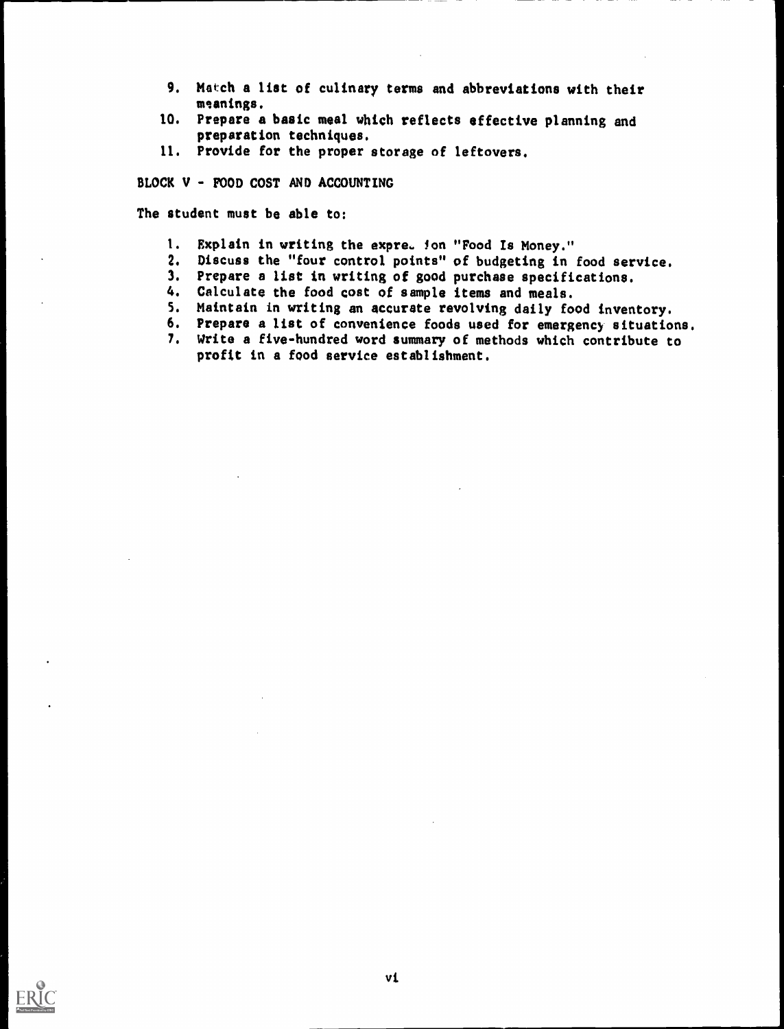9. Match a list of culinary terms and abbreviations with their meanings.
10. Prepare a basic meal which reflects effective planning and preparation techniques.
11. Provide for the proper storage of leftovers.

BLOCK V - FOOD COST AND ACCOUNTING

The student must be able to:

1. Explain in writing the expression "Food Is Money."
2. Discuss the "four control points" of budgeting in food service.
3. Prepare a list in writing of good purchase specifications.
4. Calculate the food cost of sample items and meals.
5. Maintain in writing an accurate revolving daily food inventory.
6. Prepare a list of convenience foods used for emergency situations.
7. Write a five-hundred word summary of methods which contribute to profit in a food service establishment.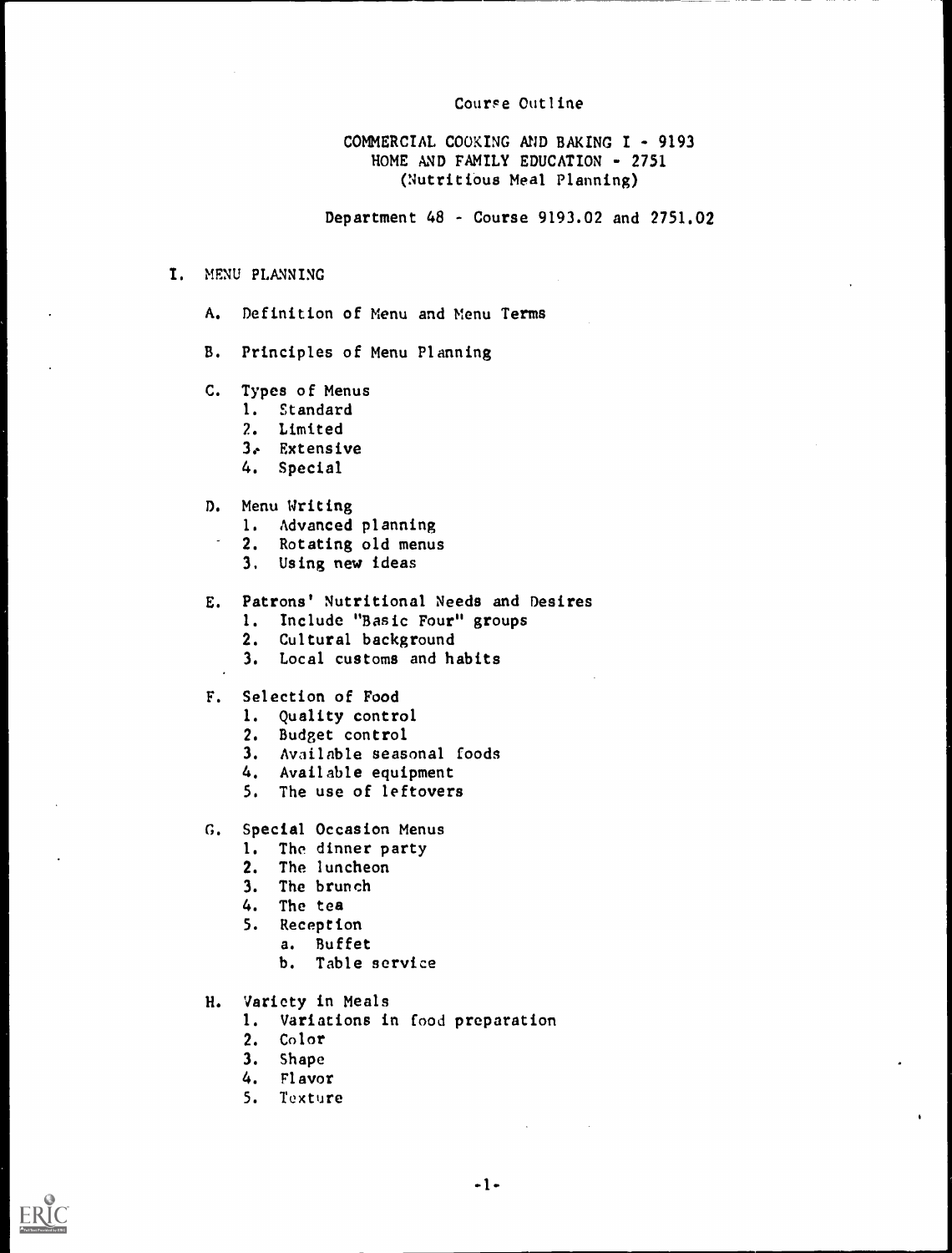Course Outline

COMMERCIAL COOKING AND BAKING I - 9193
HOME AND FAMILY EDUCATION - 2751
(Nutritious Meal Planning)

Department 48 - Course 9193.02 and 2751.02

# I. MENU PLANNING

A. Definition of Menu and Menu Terms

B. Principles of Menu Planning

C. Types of Menus
   1. Standard
   2. Limited
   3. Extensive
   4. Special

D. Menu Writing
   1. Advanced planning
   2. Rotating old menus
   3. Using new ideas

E. Patrons' Nutritional Needs and Desires
   1. Include "Basic Four" groups
   2. Cultural background
   3. Local customs and habits

F. Selection of Food
   1. Quality control
   2. Budget control
   3. Available seasonal foods
   4. Available equipment
   5. The use of leftovers

G. Special Occasion Menus
   1. The dinner party
   2. The luncheon
   3. The brunch
   4. The tea
   5. Reception
      a. Buffet
      b. Table service

H. Variety in Meals
   1. Variations in food preparation
   2. Color
   3. Shape
   4. Flavor
   5. Texture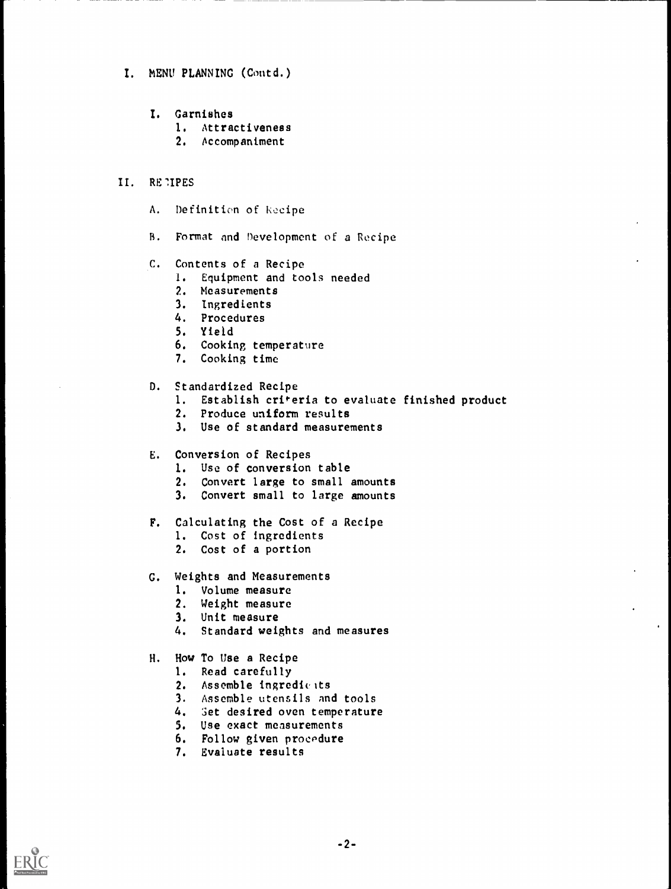I. MENU PLANNING (Contd.)

I. Garnishes
   1. Attractiveness
   2. Accompaniment

II. RECIPES

A. Definition of Recipe

B. Format and Development of a Recipe

C. Contents of a Recipe
   1. Equipment and tools needed
   2. Measurements
   3. Ingredients
   4. Procedures
   5. Yield
   6. Cooking temperature
   7. Cooking time

D. Standardized Recipe
   1. Establish criteria to evaluate finished product
   2. Produce uniform results
   3. Use of standard measurements

E. Conversion of Recipes
   1. Use of conversion table
   2. Convert large to small amounts
   3. Convert small to large amounts

F. Calculating the Cost of a Recipe
   1. Cost of ingredients
   2. Cost of a portion

G. Weights and Measurements
   1. Volume measure
   2. Weight measure
   3. Unit measure
   4. Standard weights and measures

H. How To Use a Recipe
   1. Read carefully
   2. Assemble ingredients
   3. Assemble utensils and tools
   4. Set desired oven temperature
   5. Use exact measurements
   6. Follow given procedure
   7. Evaluate results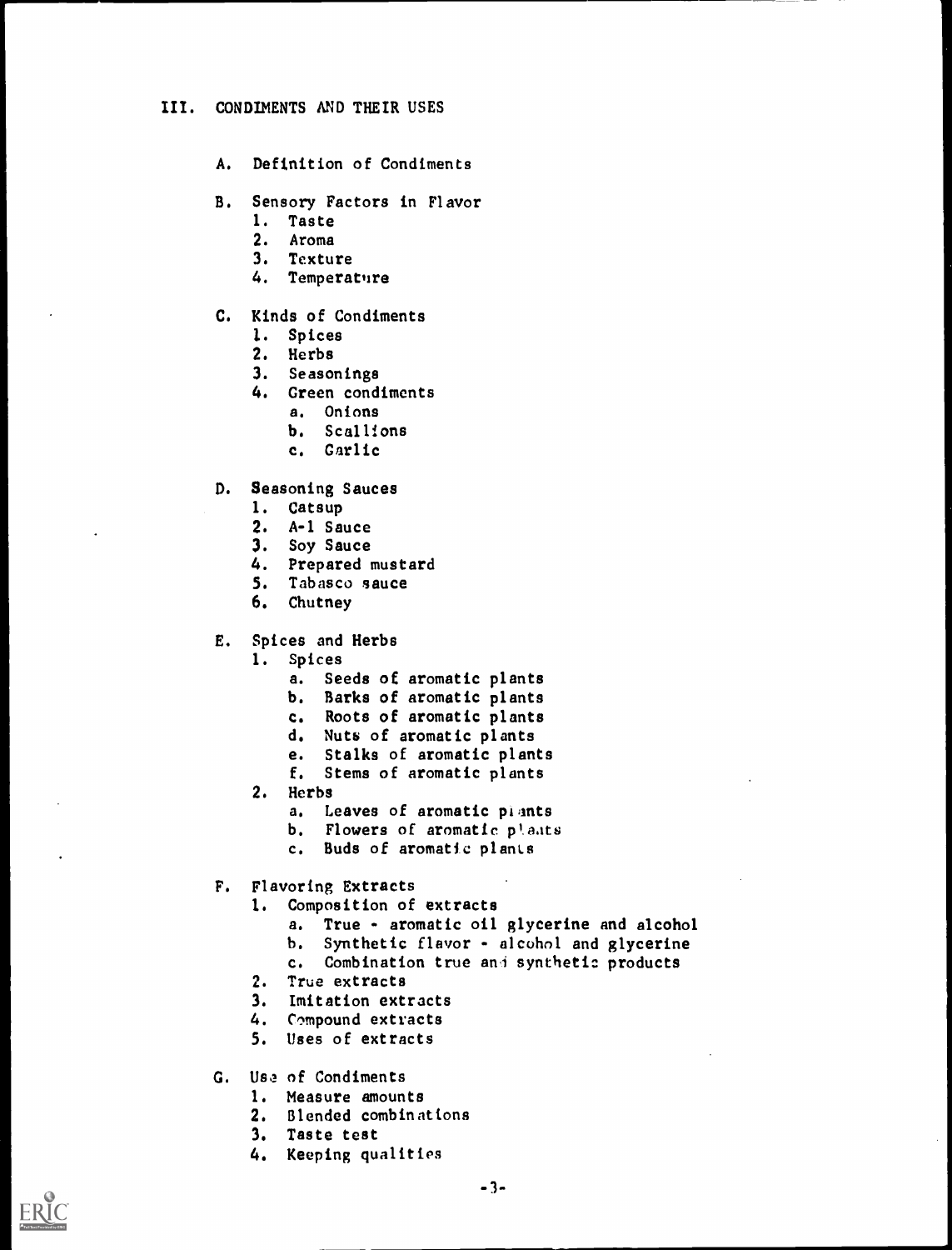## III. CONDIMENTS AND THEIR USES

A. Definition of Condiments

B. Sensory Factors in Flavor
   1. Taste
   2. Aroma
   3. Texture
   4. Temperature

C. Kinds of Condiments
   1. Spices
   2. Herbs
   3. Seasonings
   4. Green condiments
      a. Onions
      b. Scallions
      c. Garlic

D. Seasoning Sauces
   1. Catsup
   2. A-1 Sauce
   3. Soy Sauce
   4. Prepared mustard
   5. Tabasco sauce
   6. Chutney

E. Spices and Herbs
   1. Spices
      a. Seeds of aromatic plants
      b. Barks of aromatic plants
      c. Roots of aromatic plants
      d. Nuts of aromatic plants
      e. Stalks of aromatic plants
      f. Stems of aromatic plants
   2. Herbs
      a. Leaves of aromatic plants
      b. Flowers of aromatic plants
      c. Buds of aromatic plants

F. Flavoring Extracts
   1. Composition of extracts
      a. True - aromatic oil glycerine and alcohol
      b. Synthetic flavor - alcohol and glycerine
      c. Combination true and synthetic products
   2. True extracts
   3. Imitation extracts
   4. Compound extracts
   5. Uses of extracts

G. Use of Condiments
   1. Measure amounts
   2. Blended combinations
   3. Taste test
   4. Keeping qualities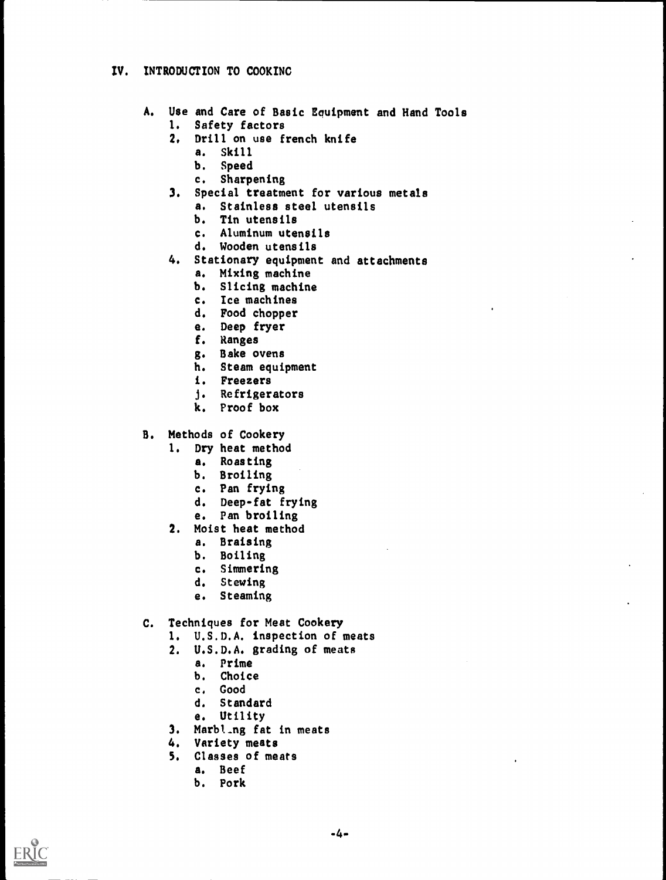## IV. INTRODUCTION TO COOKINC

A. Use and Care of Basic Equipment and Hand Tools
   1. Safety factors
   2. Drill on use french knife
      a. Skill
      b. Speed
      c. Sharpening
   3. Special treatment for various metals
      a. Stainless steel utensils
      b. Tin utensils
      c. Aluminum utensils
      d. Wooden utensils
   4. Stationary equipment and attachments
      a. Mixing machine
      b. Slicing machine
      c. Ice machines
      d. Food chopper
      e. Deep fryer
      f. Ranges
      g. Bake ovens
      h. Steam equipment
      i. Freezers
      j. Refrigerators
      k. Proof box

B. Methods of Cookery
   1. Dry heat method
      a. Roasting
      b. Broiling
      c. Pan frying
      d. Deep-fat frying
      e. Pan broiling
   2. Moist heat method
      a. Braising
      b. Boiling
      c. Simmering
      d. Stewing
      e. Steaming

C. Techniques for Meat Cookery
   1. U.S.D.A. inspection of meats
   2. U.S.D.A. grading of meats
      a. Prime
      b. Choice
      c. Good
      d. Standard
      e. Utility
   3. Marbl_ng fat in meats
   4. Variety meats
   5. Classes of meats
      a. Beef
      b. Pork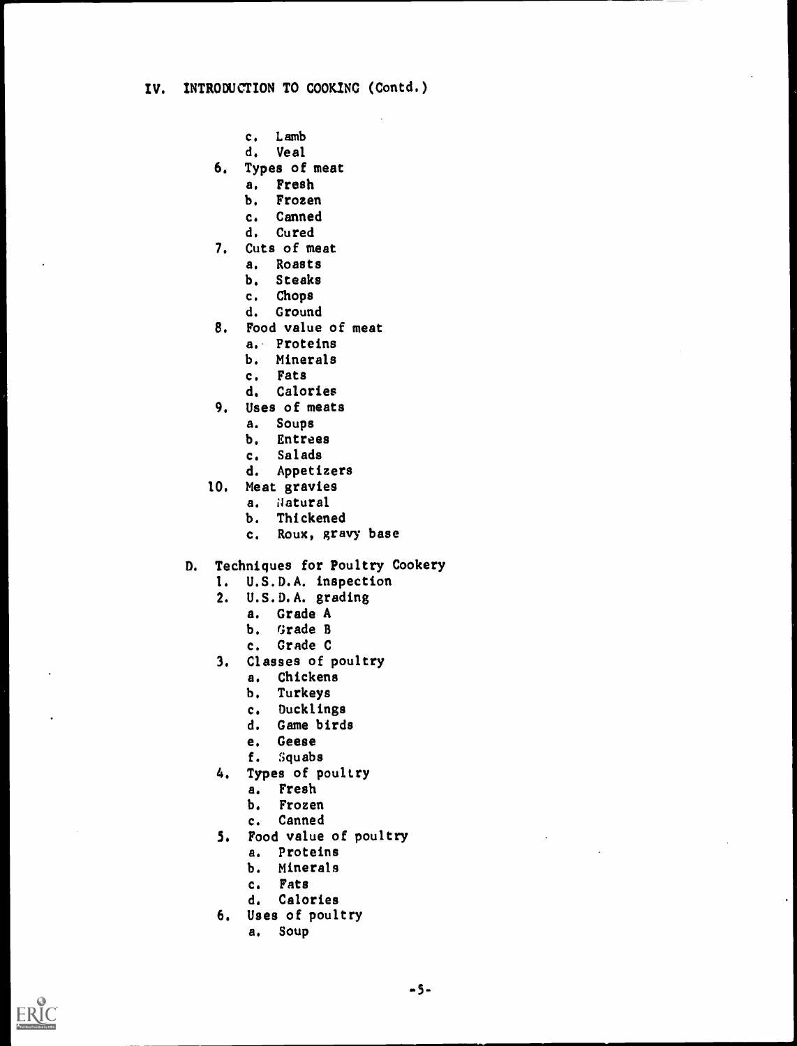# IV. INTRODUCTION TO COOKING (Contd.)

- c. Lamb
- d. Veal

6. Types of meat
   - a. Fresh
   - b. Frozen
   - c. Canned
   - d. Cured
7. Cuts of meat
   - a. Roasts
   - b. Steaks
   - c. Chops
   - d. Ground
8. Food value of meat
   - a. Proteins
   - b. Minerals
   - c. Fats
   - d. Calories
9. Uses of meats
   - a. Soups
   - b. Entrees
   - c. Salads
   - d. Appetizers
10. Meat gravies
    - a. Natural
    - b. Thickened
    - c. Roux, gravy base

## D. Techniques for Poultry Cookery

1. U.S.D.A. inspection
2. U.S.D.A. grading
   - a. Grade A
   - b. Grade B
   - c. Grade C
3. Classes of poultry
   - a. Chickens
   - b. Turkeys
   - c. Ducklings
   - d. Game birds
   - e. Geese
   - f. Squabs
4. Types of poultry
   - a. Fresh
   - b. Frozen
   - c. Canned
5. Food value of poultry
   - a. Proteins
   - b. Minerals
   - c. Fats
   - d. Calories
6. Uses of poultry
   - a. Soup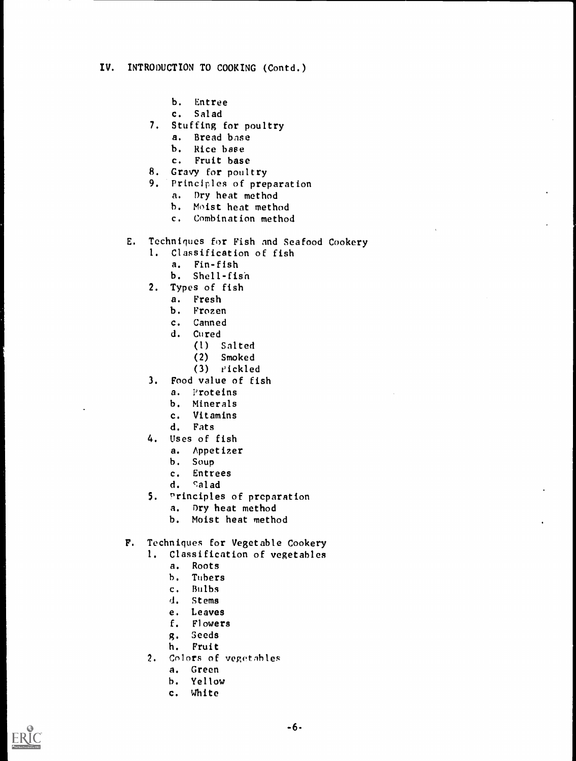## IV. INTRODUCTION TO COOKING (Contd.)

      b. Entree
      c. Salad
   7. Stuffing for poultry
      a. Bread base
      b. Rice base
      c. Fruit base
   8. Gravy for poultry
   9. Principles of preparation
      a. Dry heat method
      b. Moist heat method
      c. Combination method

E. Techniques for Fish and Seafood Cookery
   1. Classification of fish
      a. Fin-fish
      b. Shell-fish
   2. Types of fish
      a. Fresh
      b. Frozen
      c. Canned
      d. Cured
         (1) Salted
         (2) Smoked
         (3) Pickled
   3. Food value of fish
      a. Proteins
      b. Minerals
      c. Vitamins
      d. Fats
   4. Uses of fish
      a. Appetizer
      b. Soup
      c. Entrees
      d. Salad
   5. Principles of preparation
      a. Dry heat method
      b. Moist heat method

F. Techniques for Vegetable Cookery
   1. Classification of vegetables
      a. Roots
      b. Tubers
      c. Bulbs
      d. Stems
      e. Leaves
      f. Flowers
      g. Seeds
      h. Fruit
   2. Colors of vegetables
      a. Green
      b. Yellow
      c. White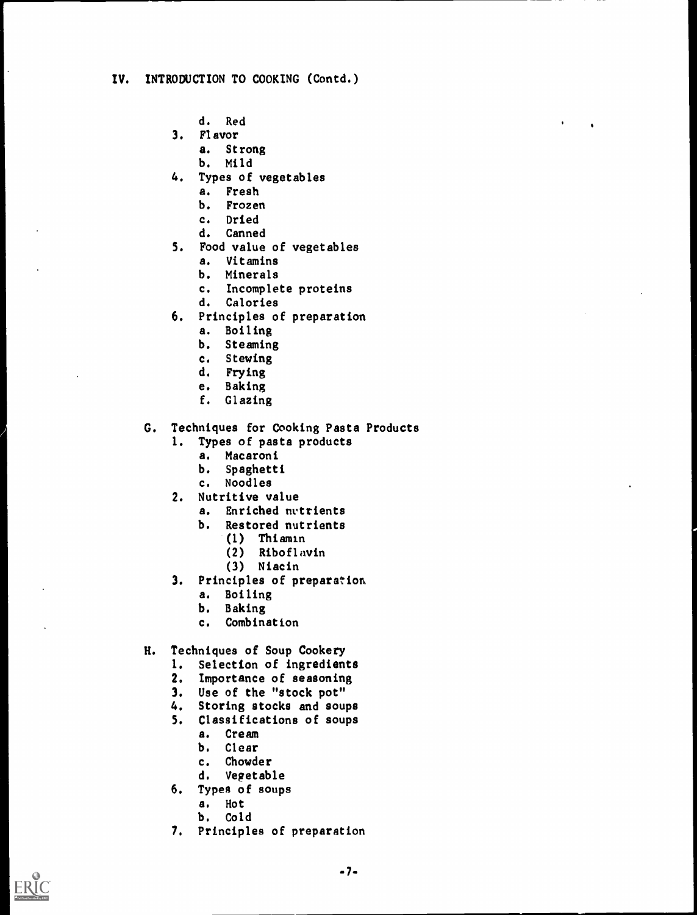## IV. INTRODUCTION TO COOKING (Contd.)

- d. Red
3. Flavor
   - a. Strong
   - b. Mild
4. Types of vegetables
   - a. Fresh
   - b. Frozen
   - c. Dried
   - d. Canned
5. Food value of vegetables
   - a. Vitamins
   - b. Minerals
   - c. Incomplete proteins
   - d. Calories
6. Principles of preparation
   - a. Boiling
   - b. Steaming
   - c. Stewing
   - d. Frying
   - e. Baking
   - f. Glazing

### G. Techniques for Cooking Pasta Products

1. Types of pasta products
   - a. Macaroni
   - b. Spaghetti
   - c. Noodles
2. Nutritive value
   - a. Enriched nutrients
   - b. Restored nutrients
     - (1) Thiamin
     - (2) Riboflavin
     - (3) Niacin
3. Principles of preparation
   - a. Boiling
   - b. Baking
   - c. Combination

### H. Techniques of Soup Cookery

1. Selection of ingredients
2. Importance of seasoning
3. Use of the "stock pot"
4. Storing stocks and soups
5. Classifications of soups
   - a. Cream
   - b. Clear
   - c. Chowder
   - d. Vegetable
6. Types of soups
   - a. Hot
   - b. Cold
7. Principles of preparation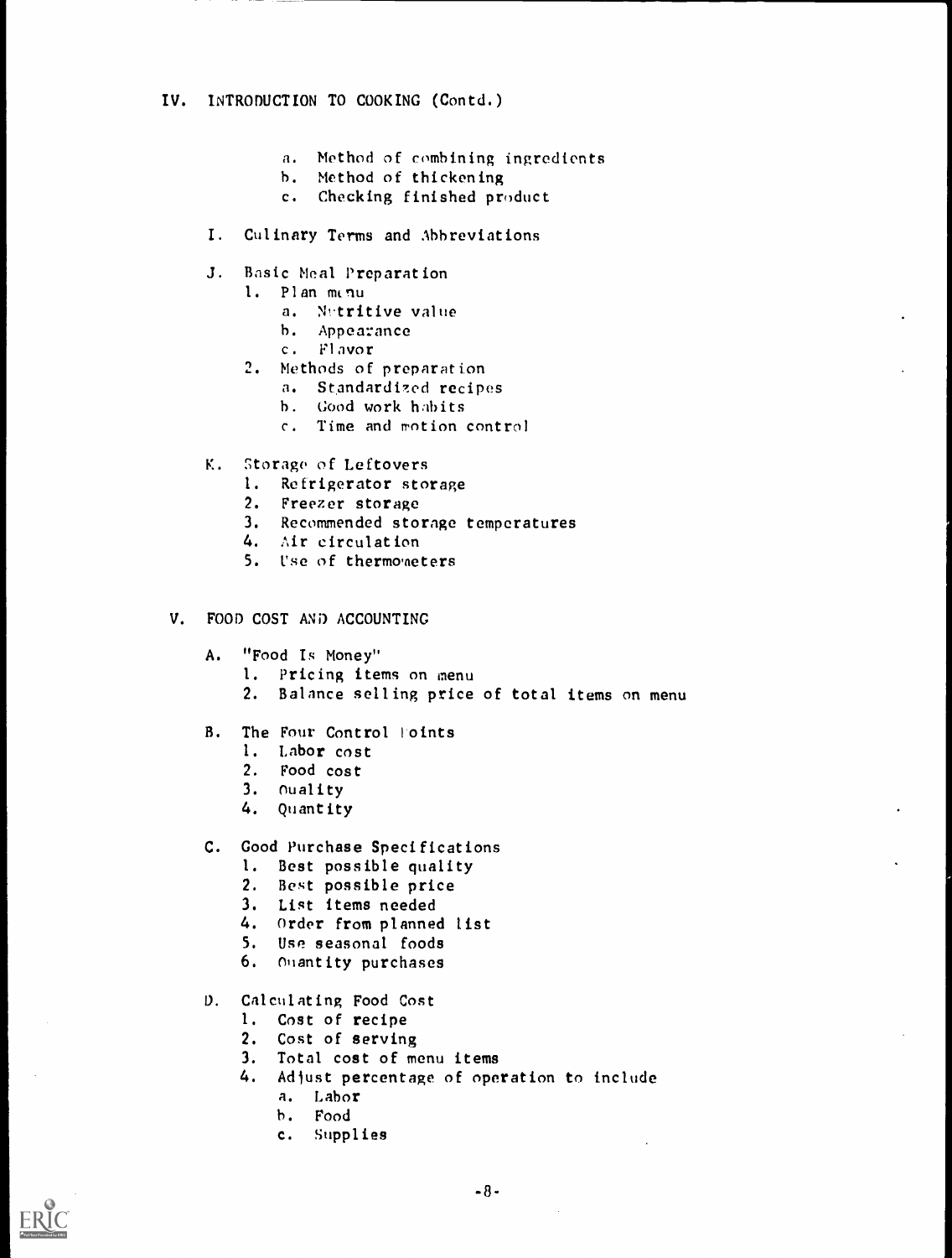## IV. INTRODUCTION TO COOKING (Contd.)

a. Method of combining ingredients
b. Method of thickening
c. Checking finished product

I. Culinary Terms and Abbreviations

J. Basic Meal Preparation
   1. Plan menu
      a. Nutritive value
      b. Appearance
      c. Flavor
   2. Methods of preparation
      a. Standardized recipes
      b. Good work habits
      c. Time and motion control

K. Storage of Leftovers
   1. Refrigerator storage
   2. Freezer storage
   3. Recommended storage temperatures
   4. Air circulation
   5. Use of thermometers

## V. FOOD COST AND ACCOUNTING

A. "Food Is Money"
   1. Pricing items on menu
   2. Balance selling price of total items on menu

B. The Four Control Points
   1. Labor cost
   2. Food cost
   3. Quality
   4. Quantity

C. Good Purchase Specifications
   1. Best possible quality
   2. Best possible price
   3. List items needed
   4. Order from planned list
   5. Use seasonal foods
   6. Quantity purchases

D. Calculating Food Cost
   1. Cost of recipe
   2. Cost of serving
   3. Total cost of menu items
   4. Adjust percentage of operation to include
      a. Labor
      b. Food
      c. Supplies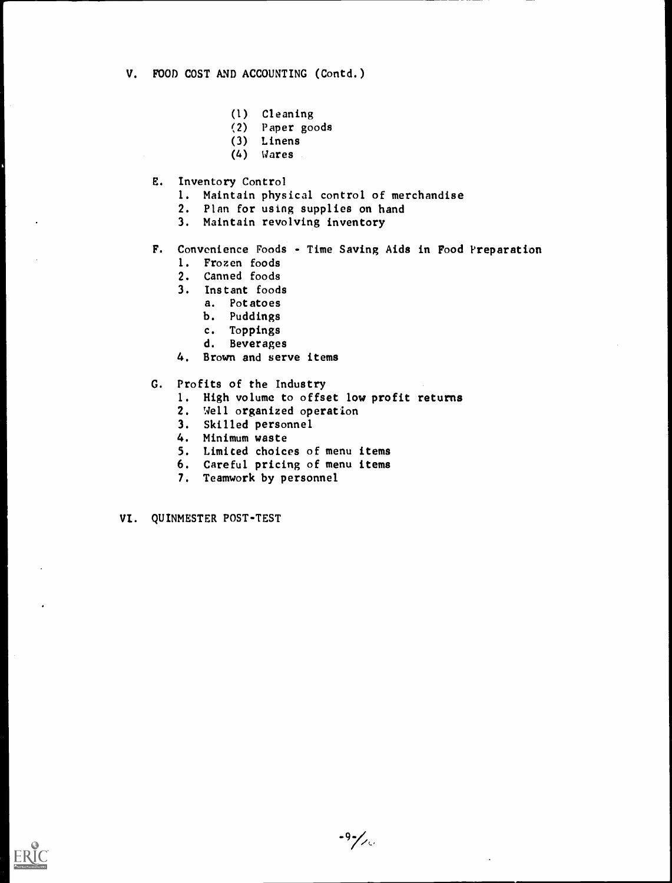V. FOOD COST AND ACCOUNTING (Contd.)

(1) Cleaning
(2) Paper goods
(3) Linens
(4) Wares

E. Inventory Control
   1. Maintain physical control of merchandise
   2. Plan for using supplies on hand
   3. Maintain revolving inventory

F. Convenience Foods - Time Saving Aids in Food Preparation
   1. Frozen foods
   2. Canned foods
   3. Instant foods
      a. Potatoes
      b. Puddings
      c. Toppings
      d. Beverages
   4. Brown and serve items

G. Profits of the Industry
   1. High volume to offset low profit returns
   2. Well organized operation
   3. Skilled personnel
   4. Minimum waste
   5. Limited choices of menu items
   6. Careful pricing of menu items
   7. Teamwork by personnel

VI. QUINMESTER POST-TEST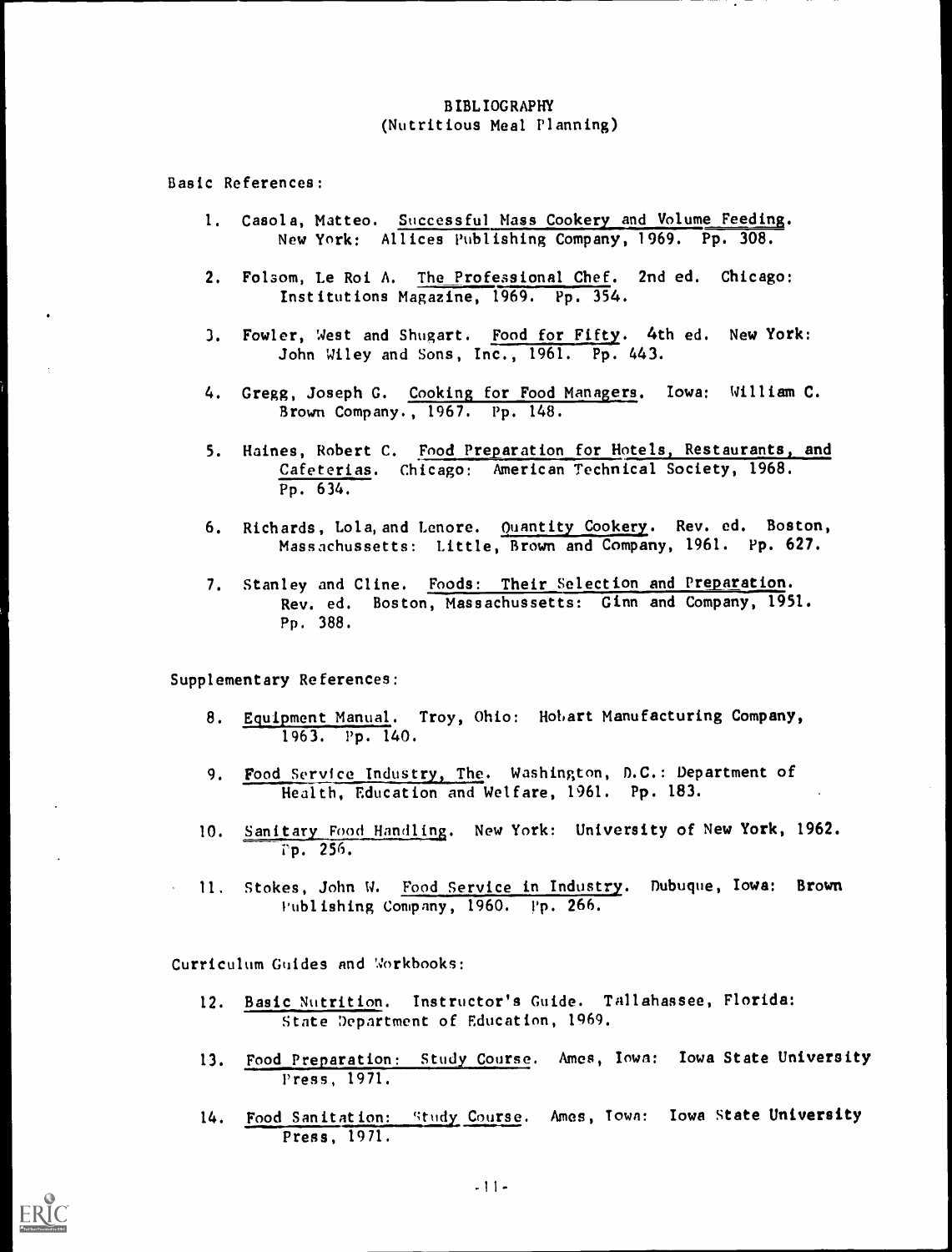# BIBLIOGRAPHY
## (Nutritious Meal Planning)

Basic References:

1. Casola, Matteo. Successful Mass Cookery and Volume Feeding. New York: Allices Publishing Company, 1969. Pp. 308.

2. Folsom, Le Roi A. The Professional Chef. 2nd ed. Chicago: Institutions Magazine, 1969. Pp. 354.

3. Fowler, West and Shugart. Food for Fifty. 4th ed. New York: John Wiley and Sons, Inc., 1961. Pp. 443.

4. Gregg, Joseph G. Cooking for Food Managers. Iowa: William C. Brown Company., 1967. Pp. 148.

5. Haines, Robert C. Food Preparation for Hotels, Restaurants, and Cafeterias. Chicago: American Technical Society, 1968. Pp. 634.

6. Richards, Lola, and Lenore. Quantity Cookery. Rev. ed. Boston, Massachussetts: Little, Brown and Company, 1961. Pp. 627.

7. Stanley and Cline. Foods: Their Selection and Preparation. Rev. ed. Boston, Massachussetts: Ginn and Company, 1951. Pp. 388.

Supplementary References:

8. Equipment Manual. Troy, Ohio: Hobart Manufacturing Company, 1963. Pp. 140.

9. Food Service Industry, The. Washington, D.C.: Department of Health, Education and Welfare, 1961. Pp. 183.

10. Sanitary Food Handling. New York: University of New York, 1962. Pp. 256.

11. Stokes, John W. Food Service in Industry. Dubuque, Iowa: Brown Publishing Company, 1960. Pp. 266.

Curriculum Guides and Workbooks:

12. Basic Nutrition. Instructor's Guide. Tallahassee, Florida: State Department of Education, 1969.

13. Food Preparation: Study Course. Ames, Iowa: Iowa State University Press, 1971.

14. Food Sanitation: Study Course. Ames, Iowa: Iowa State University Press, 1971.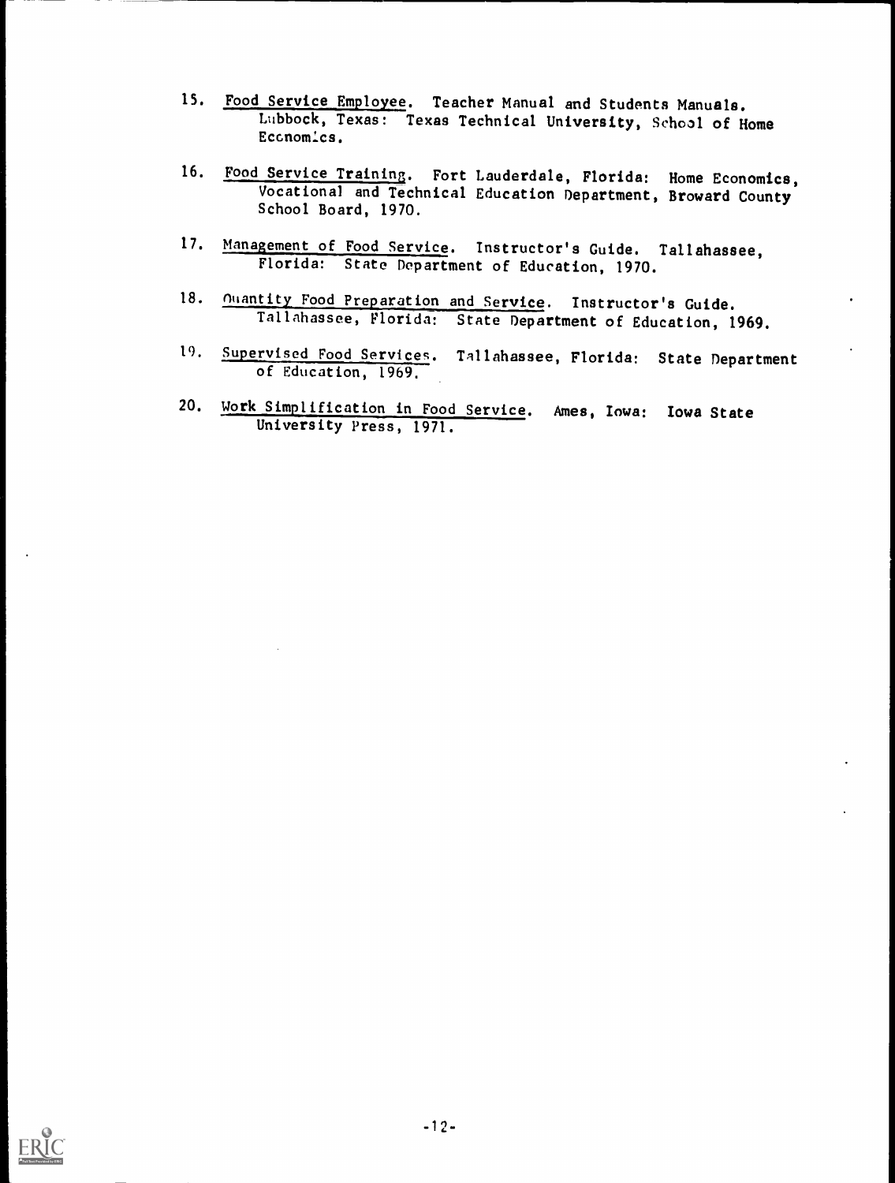15. Food Service Employee. Teacher Manual and Students Manuals. Lubbock, Texas: Texas Technical University, School of Home Economics.

16. Food Service Training. Fort Lauderdale, Florida: Home Economics, Vocational and Technical Education Department, Broward County School Board, 1970.

17. Management of Food Service. Instructor's Guide. Tallahassee, Florida: State Department of Education, 1970.

18. Quantity Food Preparation and Service. Instructor's Guide. Tallahassee, Florida: State Department of Education, 1969.

19. Supervised Food Services. Tallahassee, Florida: State Department of Education, 1969.

20. Work Simplification in Food Service. Ames, Iowa: Iowa State University Press, 1971.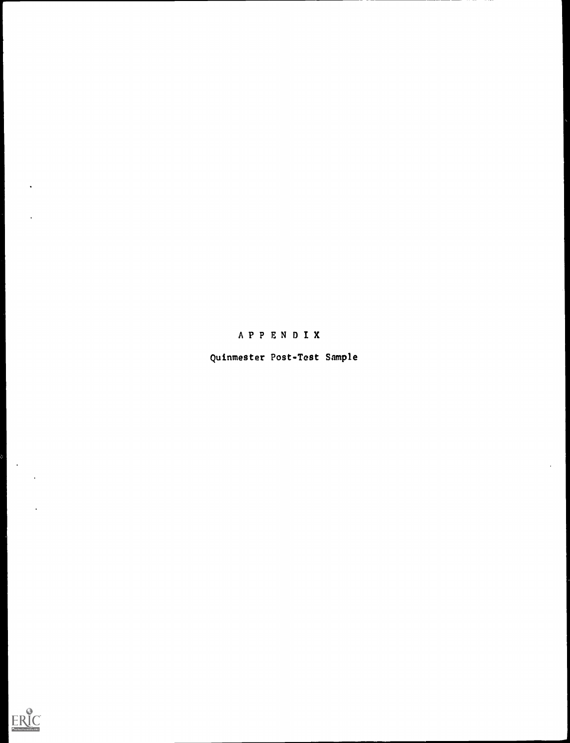# APPENDIX

Quinmester Post-Test Sample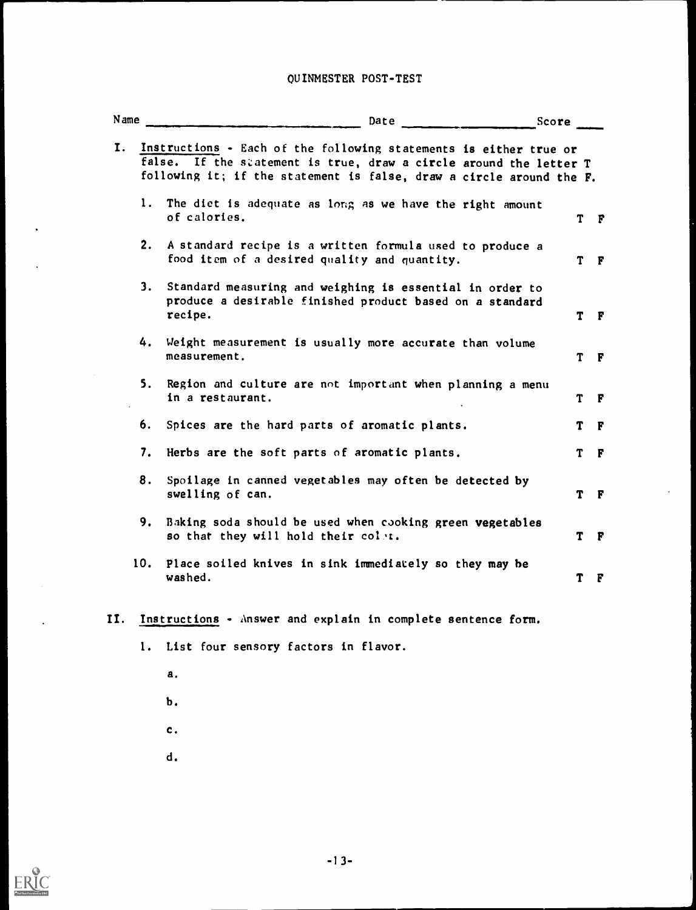# QUINMESTER POST-TEST

Name ______________________ Date ________________ Score ____

I. Instructions - Each of the following statements is either true or false. If the statement is true, draw a circle around the letter T following it; if the statement is false, draw a circle around the F.

1. The diet is adequate as long as we have the right amount of calories. T F

2. A standard recipe is a written formula used to produce a food item of a desired quality and quantity. T F

3. Standard measuring and weighing is essential in order to produce a desirable finished product based on a standard recipe. T F

4. Weight measurement is usually more accurate than volume measurement. T F

5. Region and culture are not important when planning a menu in a restaurant. T F

6. Spices are the hard parts of aromatic plants. T F

7. Herbs are the soft parts of aromatic plants. T F

8. Spoilage in canned vegetables may often be detected by swelling of can. T F

9. Baking soda should be used when cooking green vegetables so that they will hold their color. T F

10. Place soiled knives in sink immediately so they may be washed. T F

II. Instructions - Answer and explain in complete sentence form.

1. List four sensory factors in flavor.

   a.

   b.

   c.

   d.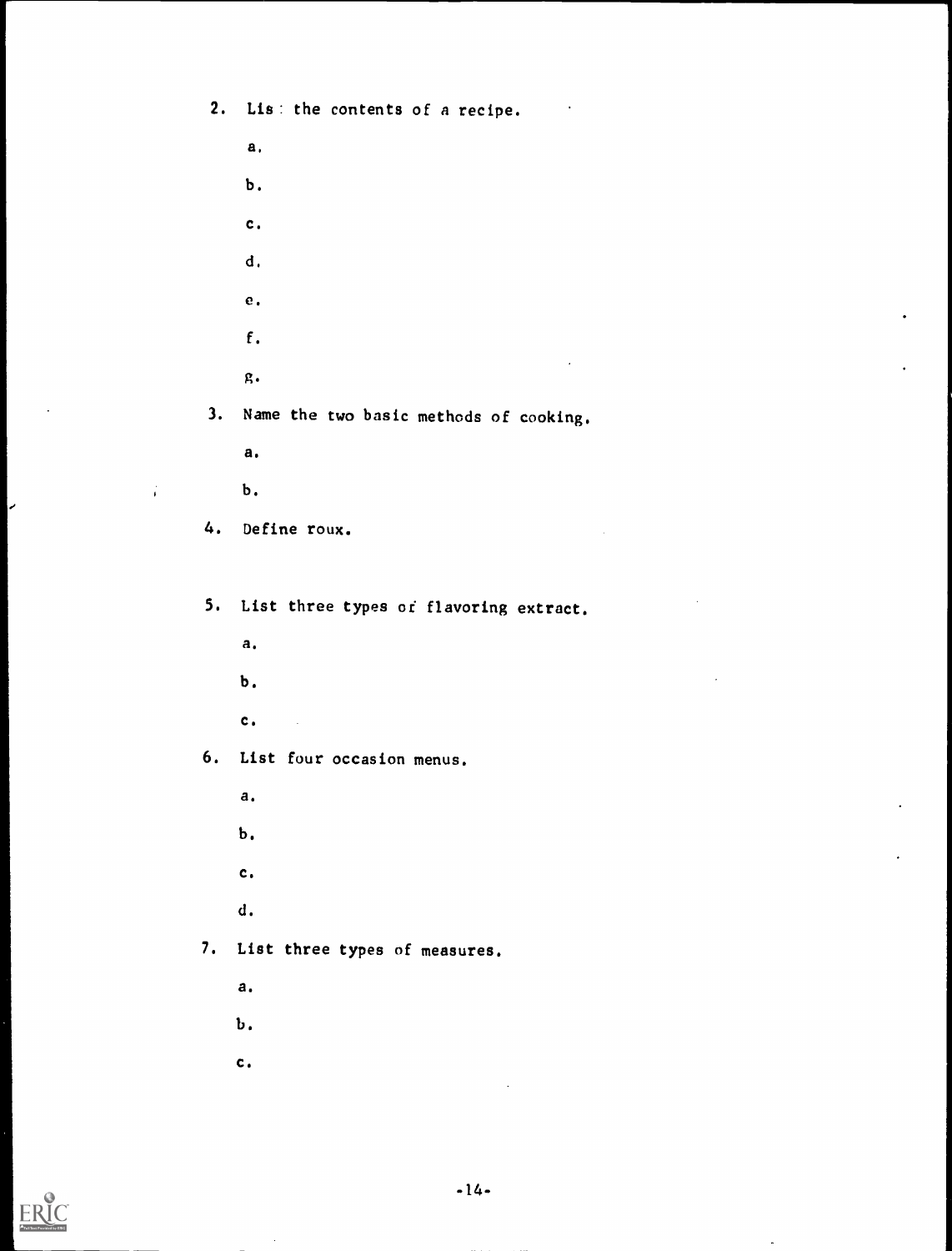2. List the contents of a recipe.

   a.

   b.

   c.

   d.

   e.

   f.

   g.

3. Name the two basic methods of cooking.

   a.

   b.

4. Define roux.

5. List three types of flavoring extract.

   a.

   b.

   c.

6. List four occasion menus.

   a.

   b.

   c.

   d.

7. List three types of measures.

   a.

   b.

   c.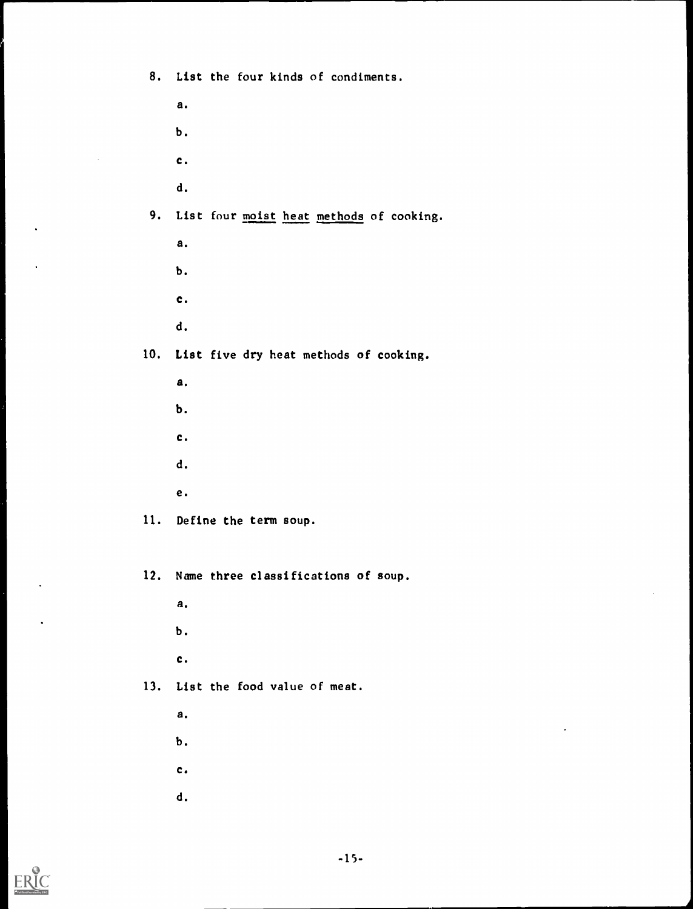8. List the four kinds of condiments.

   a.

   b.

   c.

   d.

9. List four <u>moist</u> <u>heat</u> <u>methods</u> of cooking.

   a.

   b.

   c.

   d.

10. List five dry heat methods of cooking.

    a.

    b.

    c.

    d.

    e.

11. Define the term soup.

12. Name three classifications of soup.

    a.

    b.

    c.

13. List the food value of meat.

    a.

    b.

    c.

    d.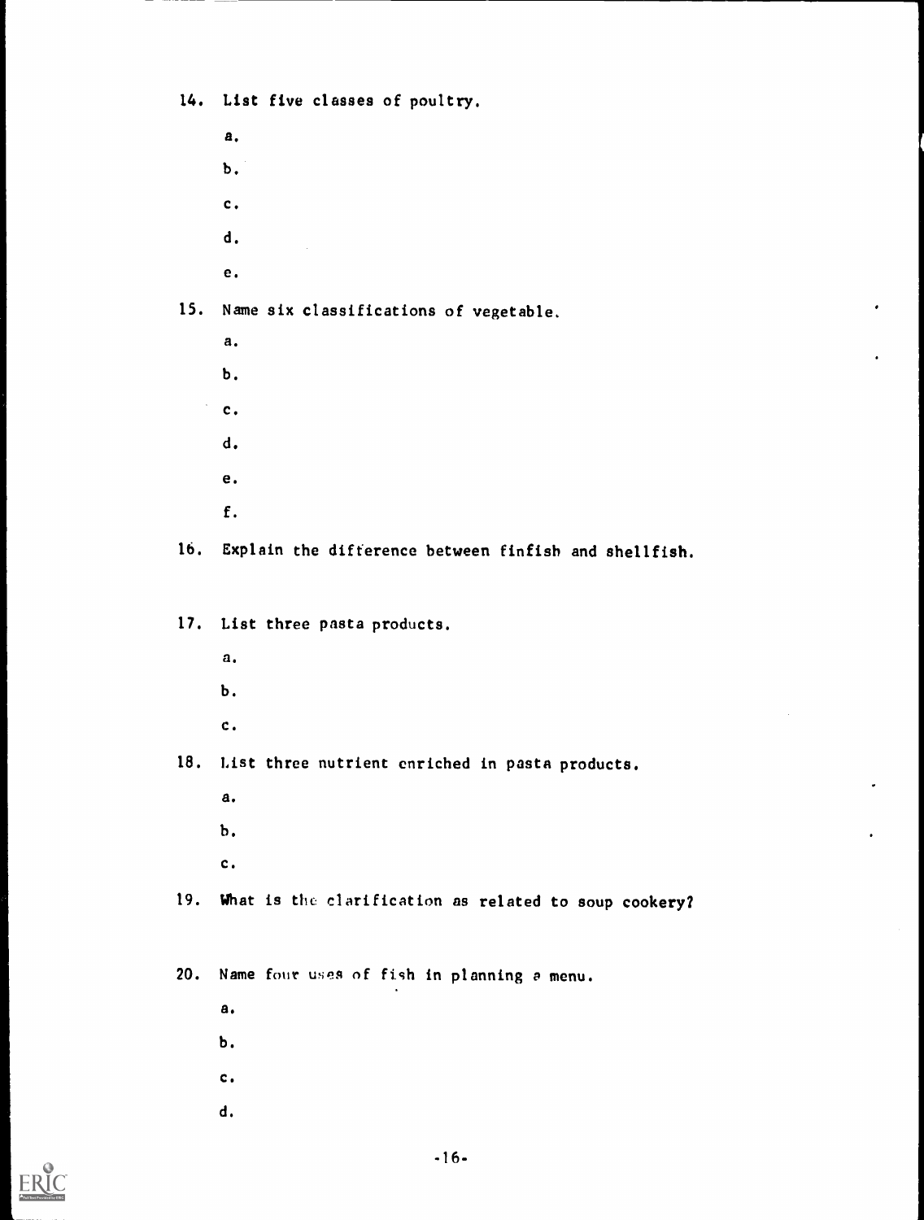14. List five classes of poultry.

    a.

    b.

    c.

    d.

    e.

15. Name six classifications of vegetable.

    a.

    b.

    c.

    d.

    e.

    f.

16. Explain the difference between finfish and shellfish.

17. List three pasta products.

    a.

    b.

    c.

18. List three nutrient enriched in pasta products.

    a.

    b.

    c.

19. What is the clarification as related to soup cookery?

20. Name four uses of fish in planning a menu.

    a.

    b.

    c.

    d.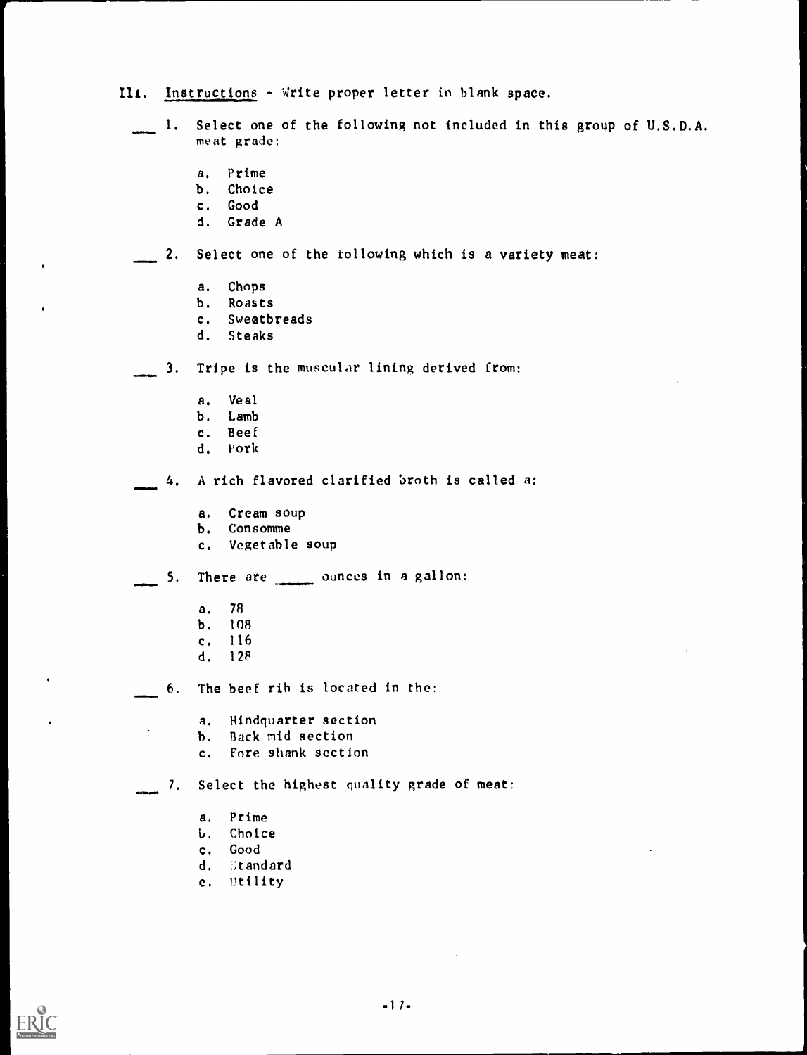III. Instructions - Write proper letter in blank space.

___ 1. Select one of the following not included in this group of U.S.D.A. meat grade:

a. Prime
b. Choice
c. Good
d. Grade A

___ 2. Select one of the following which is a variety meat:

a. Chops
b. Roasts
c. Sweetbreads
d. Steaks

___ 3. Tripe is the muscular lining derived from:

a. Veal
b. Lamb
c. Beef
d. Pork

___ 4. A rich flavored clarified broth is called a:

a. Cream soup
b. Consomme
c. Vegetable soup

___ 5. There are _____ ounces in a gallon:

a. 78
b. 108
c. 116
d. 128

___ 6. The beef rib is located in the:

a. Hindquarter section
b. Back mid section
c. Fore shank section

___ 7. Select the highest quality grade of meat:

a. Prime
b. Choice
c. Good
d. Standard
e. Utility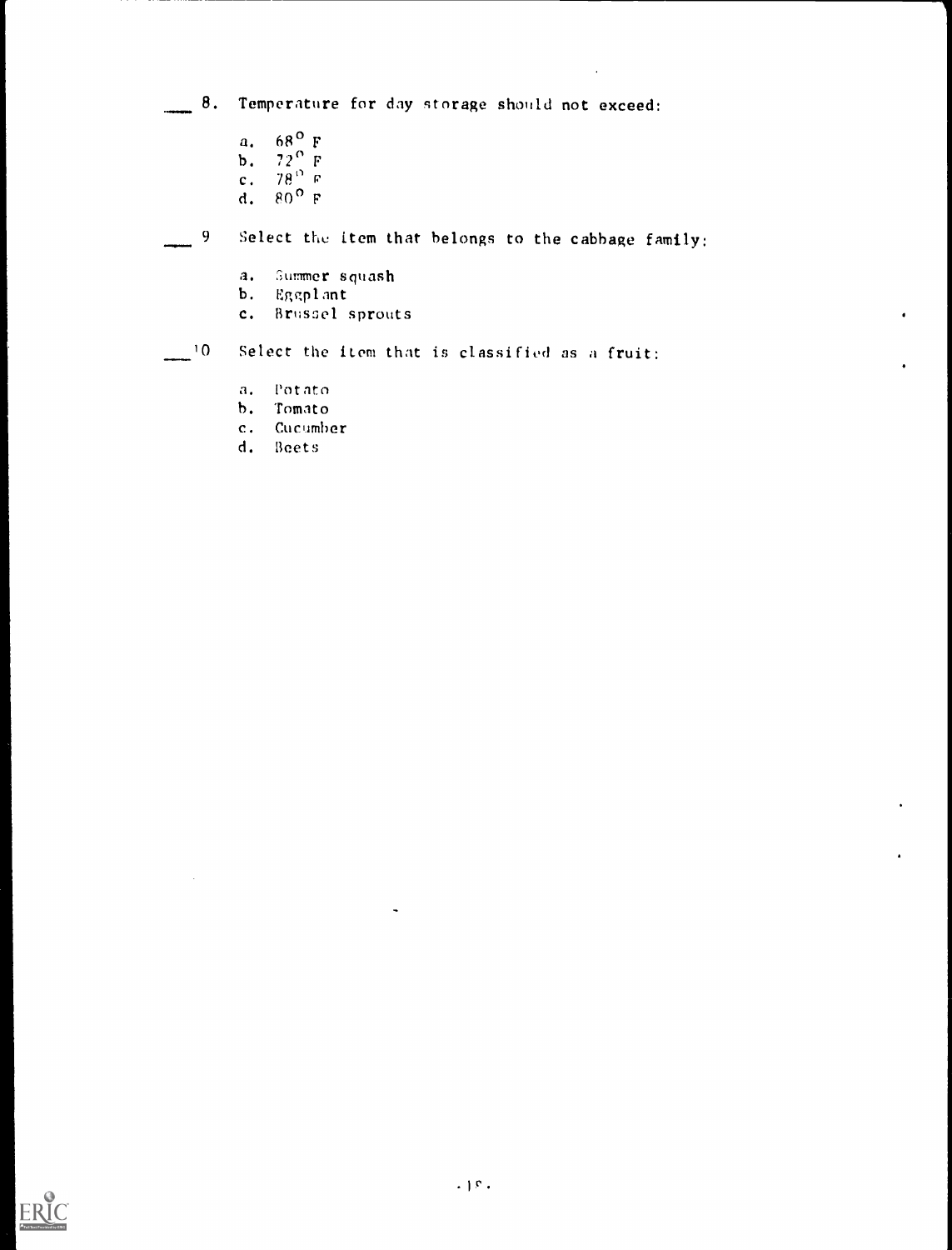___ 8. Temperature for day storage should not exceed:

a. $68^{o}$ F
b. $72^{o}$ F
c. $78^{o}$ F
d. $80^{o}$ F

___ 9 Select the item that belongs to the cabbage family:

a. Summer squash
b. Eggplant
c. Brussel sprouts

___ 10 Select the item that is classified as a fruit:

a. Potato
b. Tomato
c. Cucumber
d. Beets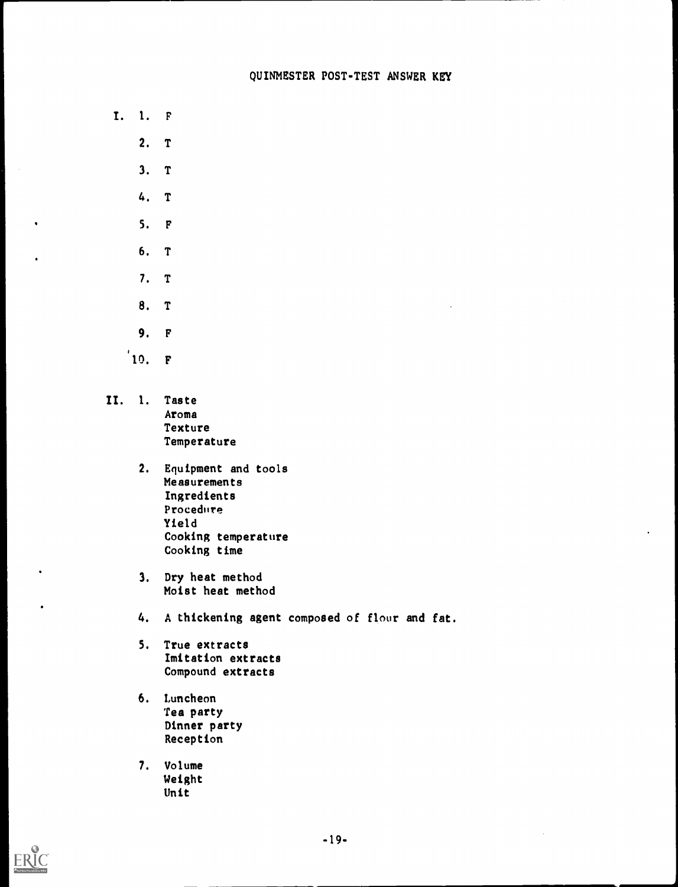# QUINMESTER POST-TEST ANSWER KEY

I.

1. F
2. T
3. T
4. T
5. F
6. T
7. T
8. T
9. F
10. F

II.

1. Taste
   Aroma
   Texture
   Temperature

2. Equipment and tools
   Measurements
   Ingredients
   Procedure
   Yield
   Cooking temperature
   Cooking time

3. Dry heat method
   Moist heat method

4. A thickening agent composed of flour and fat.

5. True extracts
   Imitation extracts
   Compound extracts

6. Luncheon
   Tea party
   Dinner party
   Reception

7. Volume
   Weight
   Unit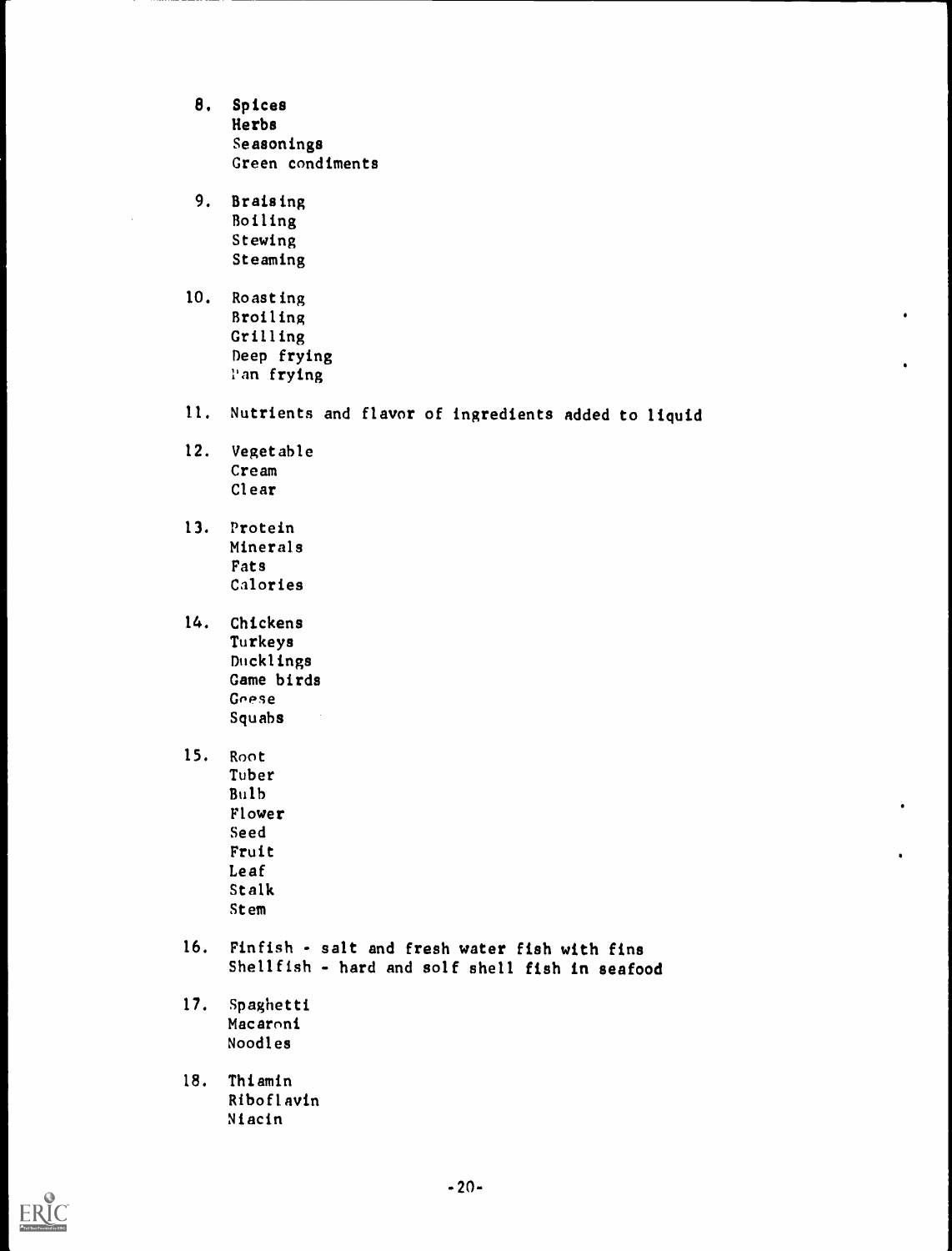8. Spices
   Herbs
   Seasonings
   Green condiments

9. Braising
   Boiling
   Stewing
   Steaming

10. Roasting
    Broiling
    Grilling
    Deep frying
    Pan frying

11. Nutrients and flavor of ingredients added to liquid

12. Vegetable
    Cream
    Clear

13. Protein
    Minerals
    Fats
    Calories

14. Chickens
    Turkeys
    Ducklings
    Game birds
    Geese
    Squabs

15. Root
    Tuber
    Bulb
    Flower
    Seed
    Fruit
    Leaf
    Stalk
    Stem

16. Finfish - salt and fresh water fish with fins
    Shellfish - hard and solf shell fish in seafood

17. Spaghetti
    Macaroni
    Noodles

18. Thiamin
    Riboflavin
    Niacin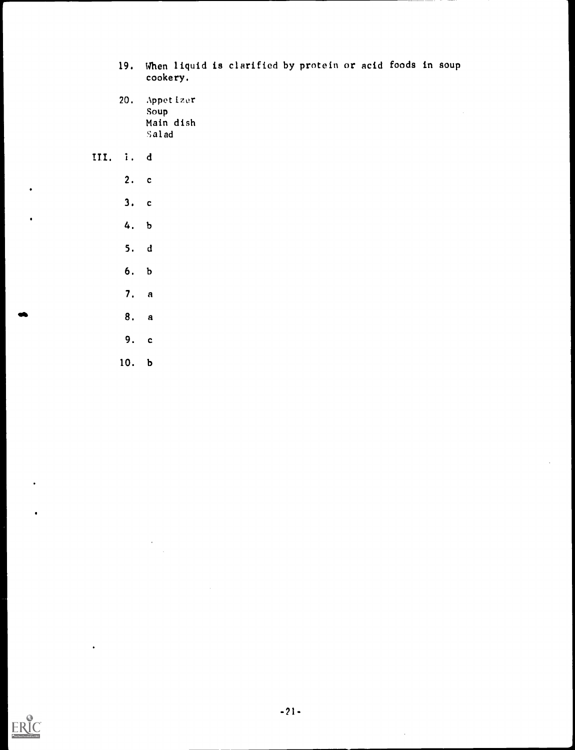19. When liquid is clarified by protein or acid foods in soup cookery.

20. Appetizer
    Soup
    Main dish
    Salad

III. 1. d

2. c

3. c

4. b

5. d

6. b

7. a

8. a

9. c

10. b